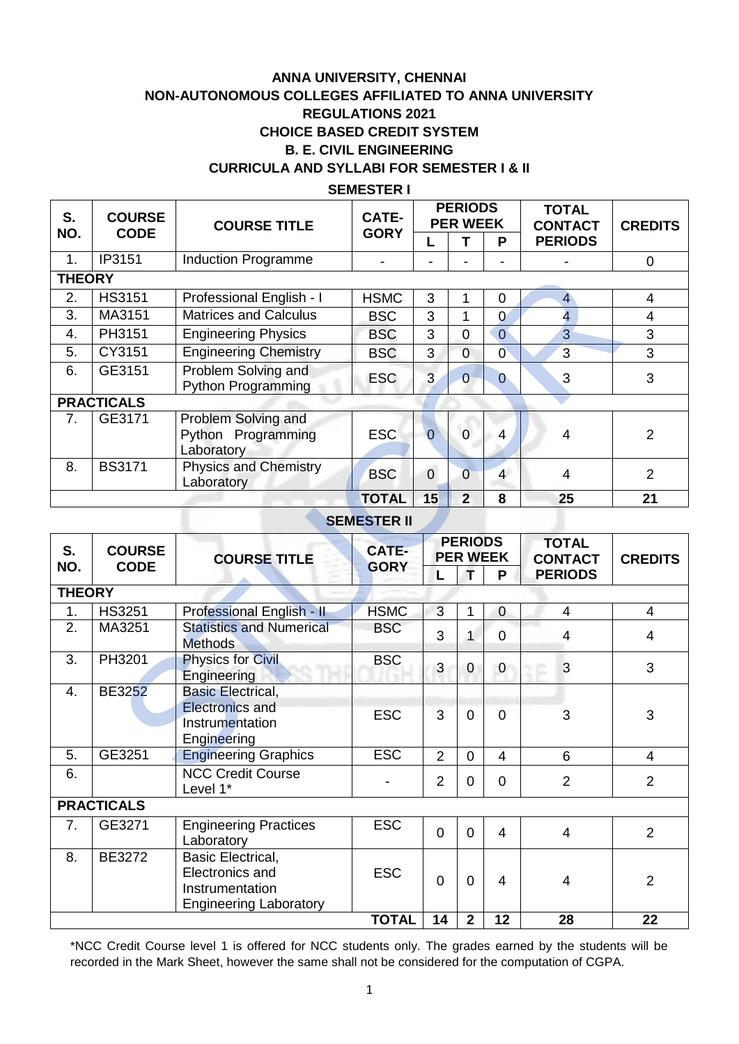# ANNA UNIVERSITY, CHENNAI

## NON-AUTONOMOUS COLLEGES AFFILIATED TO ANNA UNIVERSITY

## REGULATIONS 2021

## CHOICE BASED CREDIT SYSTEM

## B. E. CIVIL ENGINEERING

## CURRICULA AND SYLLABI FOR SEMESTER I & II

### SEMESTER I

| S. NO. | COURSE CODE | COURSE TITLE | CATE-GORY | PERIODS PER WEEK | | | TOTAL CONTACT PERIODS | CREDITS |
|---|---|---|---|---|---|---|---|---|
| | | | | L | T | P | | |
| 1. | IP3151 | Induction Programme | - | - | - | - | - | 0 |
| **THEORY** | | | | | | | | |
| 2. | HS3151 | Professional English - I | HSMC | 3 | 1 | 0 | 4 | 4 |
| 3. | MA3151 | Matrices and Calculus | BSC | 3 | 1 | 0 | 4 | 4 |
| 4. | PH3151 | Engineering Physics | BSC | 3 | 0 | 0 | 3 | 3 |
| 5. | CY3151 | Engineering Chemistry | BSC | 3 | 0 | 0 | 3 | 3 |
| 6. | GE3151 | Problem Solving and Python Programming | ESC | 3 | 0 | 0 | 3 | 3 |
| **PRACTICALS** | | | | | | | | |
| 7. | GE3171 | Problem Solving and Python Programming Laboratory | ESC | 0 | 0 | 4 | 4 | 2 |
| 8. | BS3171 | Physics and Chemistry Laboratory | BSC | 0 | 0 | 4 | 4 | 2 |
| | | | **TOTAL** | **15** | **2** | **8** | **25** | **21** |

### SEMESTER II

| S. NO. | COURSE CODE | COURSE TITLE | CATE-GORY | PERIODS PER WEEK | | | TOTAL CONTACT PERIODS | CREDITS |
|---|---|---|---|---|---|---|---|---|
| | | | | L | T | P | | |
| **THEORY** | | | | | | | | |
| 1. | HS3251 | Professional English - II | HSMC | 3 | 1 | 0 | 4 | 4 |
| 2. | MA3251 | Statistics and Numerical Methods | BSC | 3 | 1 | 0 | 4 | 4 |
| 3. | PH3201 | Physics for Civil Engineering | BSC | 3 | 0 | 0 | 3 | 3 |
| 4. | BE3252 | Basic Electrical, Electronics and Instrumentation Engineering | ESC | 3 | 0 | 0 | 3 | 3 |
| 5. | GE3251 | Engineering Graphics | ESC | 2 | 0 | 4 | 6 | 4 |
| 6. | | NCC Credit Course Level 1* | - | 2 | 0 | 0 | 2 | 2 |
| **PRACTICALS** | | | | | | | | |
| 7. | GE3271 | Engineering Practices Laboratory | ESC | 0 | 0 | 4 | 4 | 2 |
| 8. | BE3272 | Basic Electrical, Electronics and Instrumentation Engineering Laboratory | ESC | 0 | 0 | 4 | 4 | 2 |
| | | | **TOTAL** | **14** | **2** | **12** | **28** | **22** |

*NCC Credit Course level 1 is offered for NCC students only. The grades earned by the students will be recorded in the Mark Sheet, however the same shall not be considered for the computation of CGPA.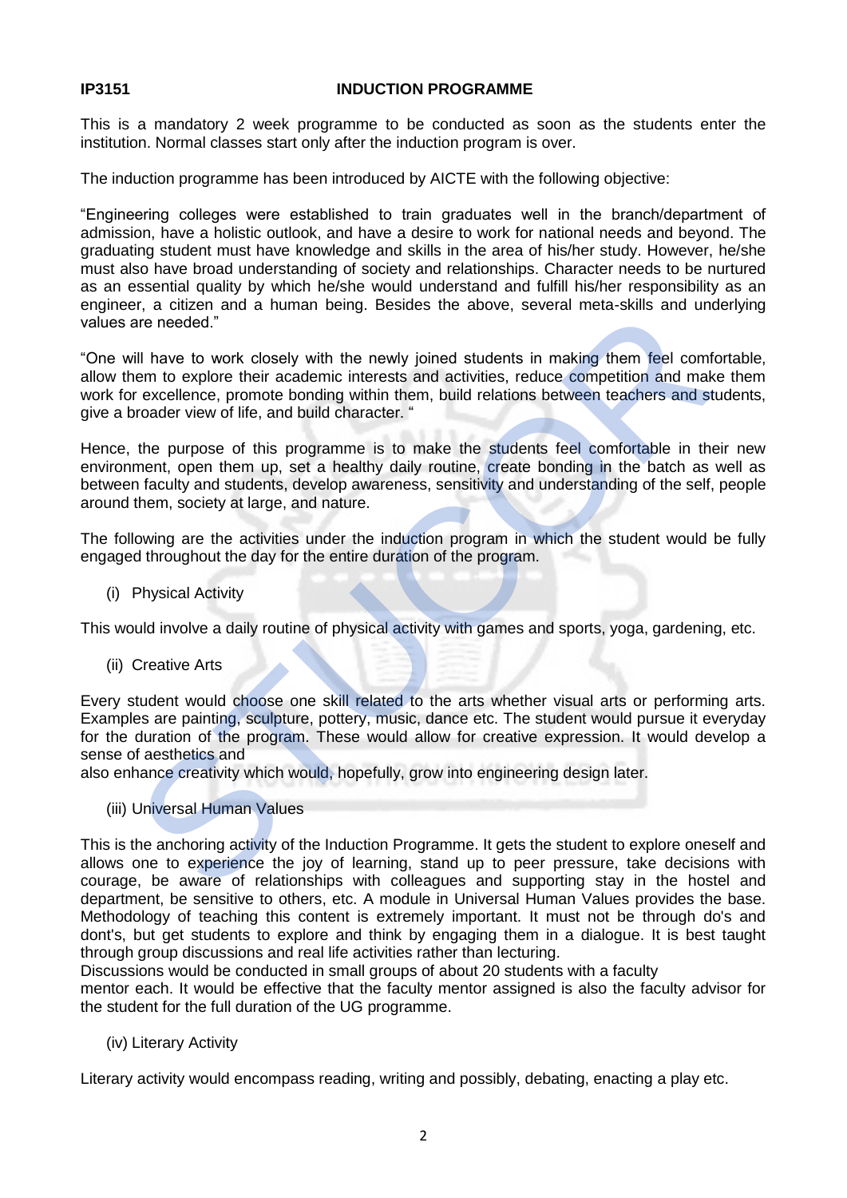**IP3151 INDUCTION PROGRAMME**

This is a mandatory 2 week programme to be conducted as soon as the students enter the institution. Normal classes start only after the induction program is over.

The induction programme has been introduced by AICTE with the following objective:

"Engineering colleges were established to train graduates well in the branch/department of admission, have a holistic outlook, and have a desire to work for national needs and beyond. The graduating student must have knowledge and skills in the area of his/her study. However, he/she must also have broad understanding of society and relationships. Character needs to be nurtured as an essential quality by which he/she would understand and fulfill his/her responsibility as an engineer, a citizen and a human being. Besides the above, several meta-skills and underlying values are needed."

"One will have to work closely with the newly joined students in making them feel comfortable, allow them to explore their academic interests and activities, reduce competition and make them work for excellence, promote bonding within them, build relations between teachers and students, give a broader view of life, and build character. "

Hence, the purpose of this programme is to make the students feel comfortable in their new environment, open them up, set a healthy daily routine, create bonding in the batch as well as between faculty and students, develop awareness, sensitivity and understanding of the self, people around them, society at large, and nature.

The following are the activities under the induction program in which the student would be fully engaged throughout the day for the entire duration of the program.

(i) Physical Activity

This would involve a daily routine of physical activity with games and sports, yoga, gardening, etc.

(ii) Creative Arts

Every student would choose one skill related to the arts whether visual arts or performing arts. Examples are painting, sculpture, pottery, music, dance etc. The student would pursue it everyday for the duration of the program. These would allow for creative expression. It would develop a sense of aesthetics and
also enhance creativity which would, hopefully, grow into engineering design later.

(iii) Universal Human Values

This is the anchoring activity of the Induction Programme. It gets the student to explore oneself and allows one to experience the joy of learning, stand up to peer pressure, take decisions with courage, be aware of relationships with colleagues and supporting stay in the hostel and department, be sensitive to others, etc. A module in Universal Human Values provides the base. Methodology of teaching this content is extremely important. It must not be through do's and dont's, but get students to explore and think by engaging them in a dialogue. It is best taught through group discussions and real life activities rather than lecturing.
Discussions would be conducted in small groups of about 20 students with a faculty
mentor each. It would be effective that the faculty mentor assigned is also the faculty advisor for the student for the full duration of the UG programme.

(iv) Literary Activity

Literary activity would encompass reading, writing and possibly, debating, enacting a play etc.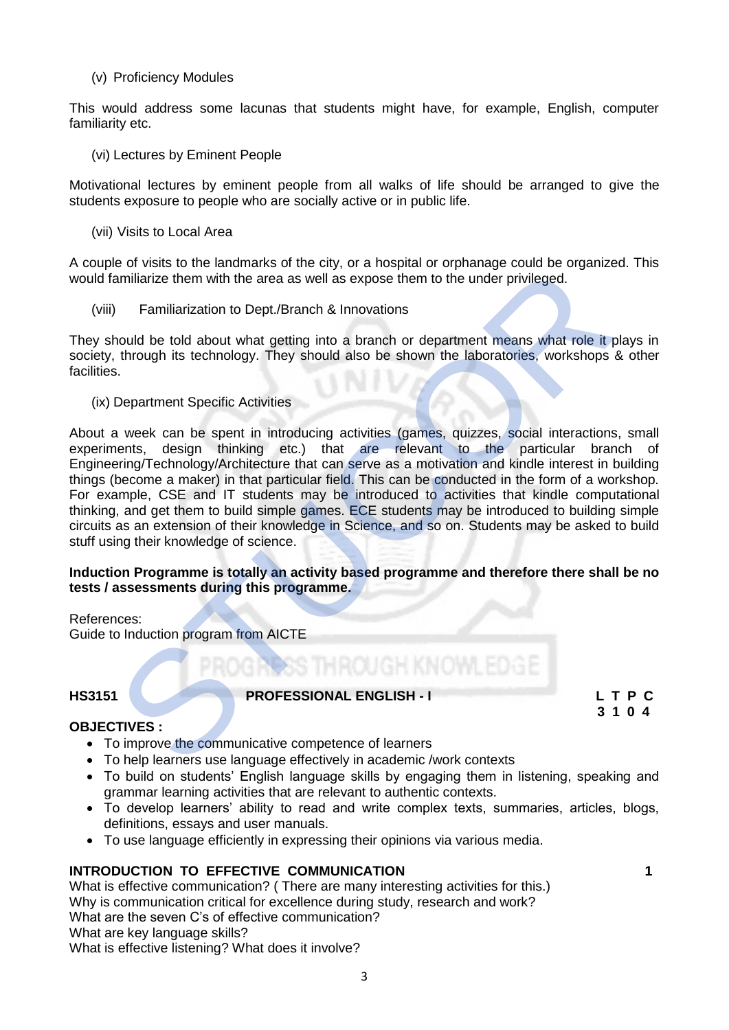(v) Proficiency Modules

This would address some lacunas that students might have, for example, English, computer familiarity etc.

(vi) Lectures by Eminent People

Motivational lectures by eminent people from all walks of life should be arranged to give the students exposure to people who are socially active or in public life.

(vii) Visits to Local Area

A couple of visits to the landmarks of the city, or a hospital or orphanage could be organized. This would familiarize them with the area as well as expose them to the under privileged.

(viii) Familiarization to Dept./Branch & Innovations

They should be told about what getting into a branch or department means what role it plays in society, through its technology. They should also be shown the laboratories, workshops & other facilities.

(ix) Department Specific Activities

About a week can be spent in introducing activities (games, quizzes, social interactions, small experiments, design thinking etc.) that are relevant to the particular branch of Engineering/Technology/Architecture that can serve as a motivation and kindle interest in building things (become a maker) in that particular field. This can be conducted in the form of a workshop. For example, CSE and IT students may be introduced to activities that kindle computational thinking, and get them to build simple games. ECE students may be introduced to building simple circuits as an extension of their knowledge in Science, and so on. Students may be asked to build stuff using their knowledge of science.

**Induction Programme is totally an activity based programme and therefore there shall be no tests / assessments during this programme.**

References:
Guide to Induction program from AICTE

## HS3151 PROFESSIONAL ENGLISH - I

| L | T | P | C |
|---|---|---|---|
| 3 | 1 | 0 | 4 |

**OBJECTIVES :**

- To improve the communicative competence of learners
- To help learners use language effectively in academic /work contexts
- To build on students' English language skills by engaging them in listening, speaking and grammar learning activities that are relevant to authentic contexts.
- To develop learners' ability to read and write complex texts, summaries, articles, blogs, definitions, essays and user manuals.
- To use language efficiently in expressing their opinions via various media.

**INTRODUCTION TO EFFECTIVE COMMUNICATION** **1**

What is effective communication? ( There are many interesting activities for this.)
Why is communication critical for excellence during study, research and work?
What are the seven C's of effective communication?
What are key language skills?
What is effective listening? What does it involve?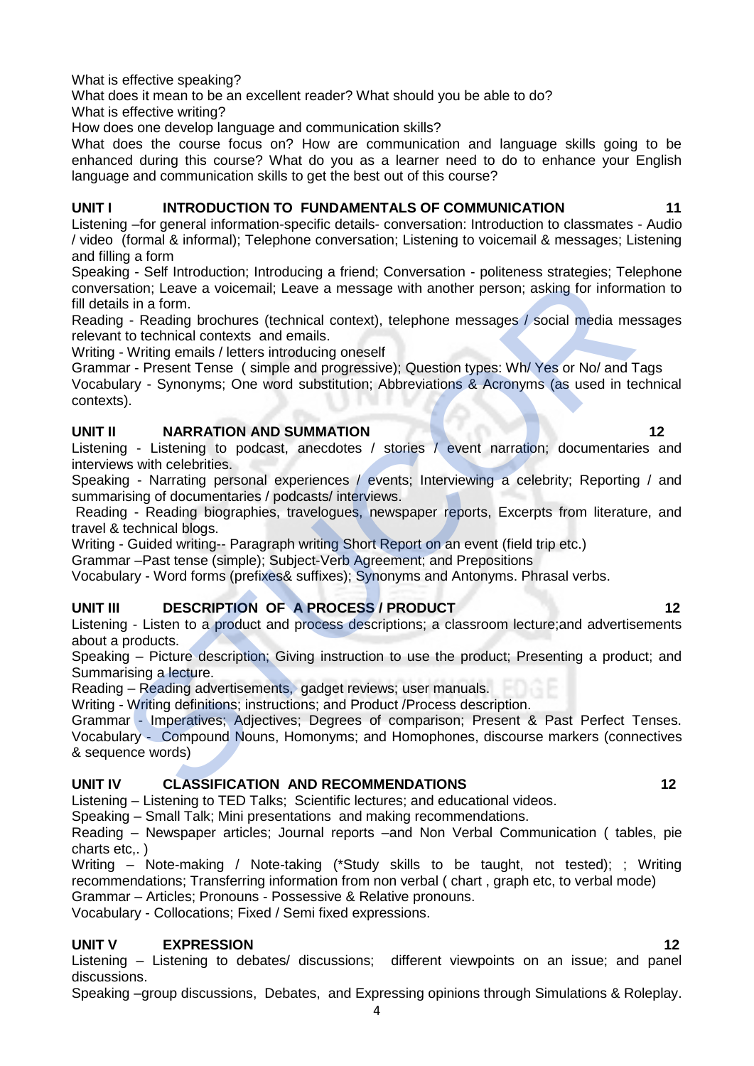What is effective speaking?
What does it mean to be an excellent reader? What should you be able to do?
What is effective writing?
How does one develop language and communication skills?
What does the course focus on? How are communication and language skills going to be enhanced during this course? What do you as a learner need to do to enhance your English language and communication skills to get the best out of this course?

### UNIT I INTRODUCTION TO FUNDAMENTALS OF COMMUNICATION 11

Listening –for general information-specific details- conversation: Introduction to classmates - Audio / video (formal & informal); Telephone conversation; Listening to voicemail & messages; Listening and filling a form
Speaking - Self Introduction; Introducing a friend; Conversation - politeness strategies; Telephone conversation; Leave a voicemail; Leave a message with another person; asking for information to fill details in a form.
Reading - Reading brochures (technical context), telephone messages / social media messages relevant to technical contexts and emails.
Writing - Writing emails / letters introducing oneself
Grammar - Present Tense ( simple and progressive); Question types: Wh/ Yes or No/ and Tags
Vocabulary - Synonyms; One word substitution; Abbreviations & Acronyms (as used in technical contexts).

### UNIT II NARRATION AND SUMMATION 12

Listening - Listening to podcast, anecdotes / stories / event narration; documentaries and interviews with celebrities.
Speaking - Narrating personal experiences / events; Interviewing a celebrity; Reporting / and summarising of documentaries / podcasts/ interviews.
Reading - Reading biographies, travelogues, newspaper reports, Excerpts from literature, and travel & technical blogs.
Writing - Guided writing-- Paragraph writing Short Report on an event (field trip etc.)
Grammar –Past tense (simple); Subject-Verb Agreement; and Prepositions
Vocabulary - Word forms (prefixes& suffixes); Synonyms and Antonyms. Phrasal verbs.

### UNIT III DESCRIPTION OF A PROCESS / PRODUCT 12

Listening - Listen to a product and process descriptions; a classroom lecture;and advertisements about a products.
Speaking – Picture description; Giving instruction to use the product; Presenting a product; and Summarising a lecture.
Reading – Reading advertisements, gadget reviews; user manuals.
Writing - Writing definitions; instructions; and Product /Process description.
Grammar - Imperatives; Adjectives; Degrees of comparison; Present & Past Perfect Tenses.
Vocabulary - Compound Nouns, Homonyms; and Homophones, discourse markers (connectives & sequence words)

### UNIT IV CLASSIFICATION AND RECOMMENDATIONS 12

Listening – Listening to TED Talks; Scientific lectures; and educational videos.
Speaking – Small Talk; Mini presentations and making recommendations.
Reading – Newspaper articles; Journal reports –and Non Verbal Communication ( tables, pie charts etc,. )
Writing – Note-making / Note-taking (*Study skills to be taught, not tested); ; Writing recommendations; Transferring information from non verbal ( chart , graph etc, to verbal mode)
Grammar – Articles; Pronouns - Possessive & Relative pronouns.
Vocabulary - Collocations; Fixed / Semi fixed expressions.

### UNIT V EXPRESSION 12

Listening – Listening to debates/ discussions; different viewpoints on an issue; and panel discussions.
Speaking –group discussions, Debates, and Expressing opinions through Simulations & Roleplay.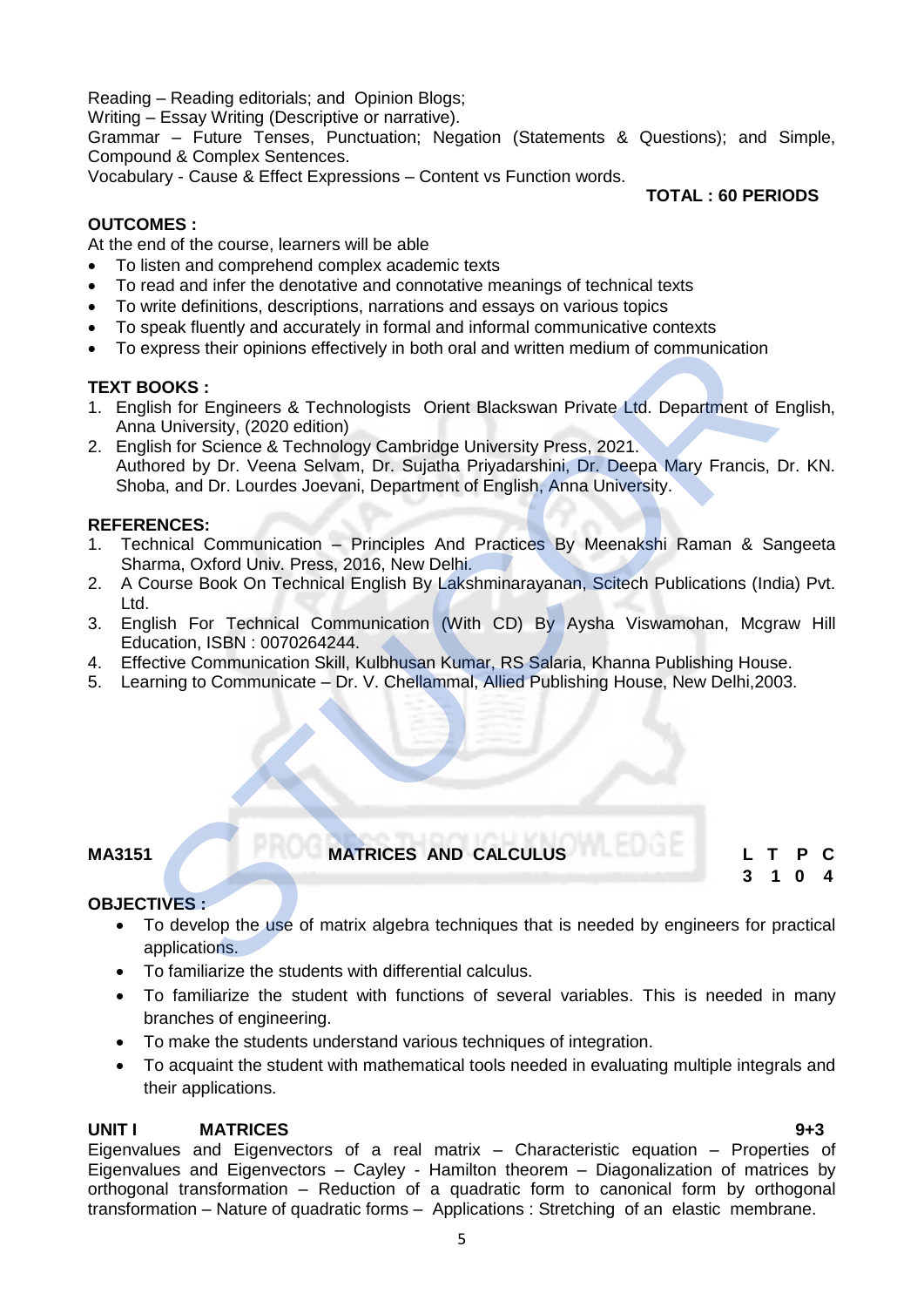Reading – Reading editorials; and Opinion Blogs;
Writing – Essay Writing (Descriptive or narrative).
Grammar – Future Tenses, Punctuation; Negation (Statements & Questions); and Simple, Compound & Complex Sentences.
Vocabulary - Cause & Effect Expressions – Content vs Function words.

**TOTAL : 60 PERIODS**

**OUTCOMES :**

At the end of the course, learners will be able

- To listen and comprehend complex academic texts
- To read and infer the denotative and connotative meanings of technical texts
- To write definitions, descriptions, narrations and essays on various topics
- To speak fluently and accurately in formal and informal communicative contexts
- To express their opinions effectively in both oral and written medium of communication

**TEXT BOOKS :**

1. English for Engineers & Technologists Orient Blackswan Private Ltd. Department of English, Anna University, (2020 edition)
2. English for Science & Technology Cambridge University Press, 2021. Authored by Dr. Veena Selvam, Dr. Sujatha Priyadarshini, Dr. Deepa Mary Francis, Dr. KN. Shoba, and Dr. Lourdes Joevani, Department of English, Anna University.

**REFERENCES:**

1. Technical Communication – Principles And Practices By Meenakshi Raman & Sangeeta Sharma, Oxford Univ. Press, 2016, New Delhi.
2. A Course Book On Technical English By Lakshminarayanan, Scitech Publications (India) Pvt. Ltd.
3. English For Technical Communication (With CD) By Aysha Viswamohan, Mcgraw Hill Education, ISBN : 0070264244.
4. Effective Communication Skill, Kulbhusan Kumar, RS Salaria, Khanna Publishing House.
5. Learning to Communicate – Dr. V. Chellammal, Allied Publishing House, New Delhi,2003.

## MA3151 MATRICES AND CALCULUS

| L | T | P | C |
|---|---|---|---|
| 3 | 1 | 0 | 4 |

**OBJECTIVES :**

- To develop the use of matrix algebra techniques that is needed by engineers for practical applications.
- To familiarize the students with differential calculus.
- To familiarize the student with functions of several variables. This is needed in many branches of engineering.
- To make the students understand various techniques of integration.
- To acquaint the student with mathematical tools needed in evaluating multiple integrals and their applications.

**UNIT I MATRICES 9+3**

Eigenvalues and Eigenvectors of a real matrix – Characteristic equation – Properties of Eigenvalues and Eigenvectors – Cayley - Hamilton theorem – Diagonalization of matrices by orthogonal transformation – Reduction of a quadratic form to canonical form by orthogonal transformation – Nature of quadratic forms – Applications : Stretching of an elastic membrane.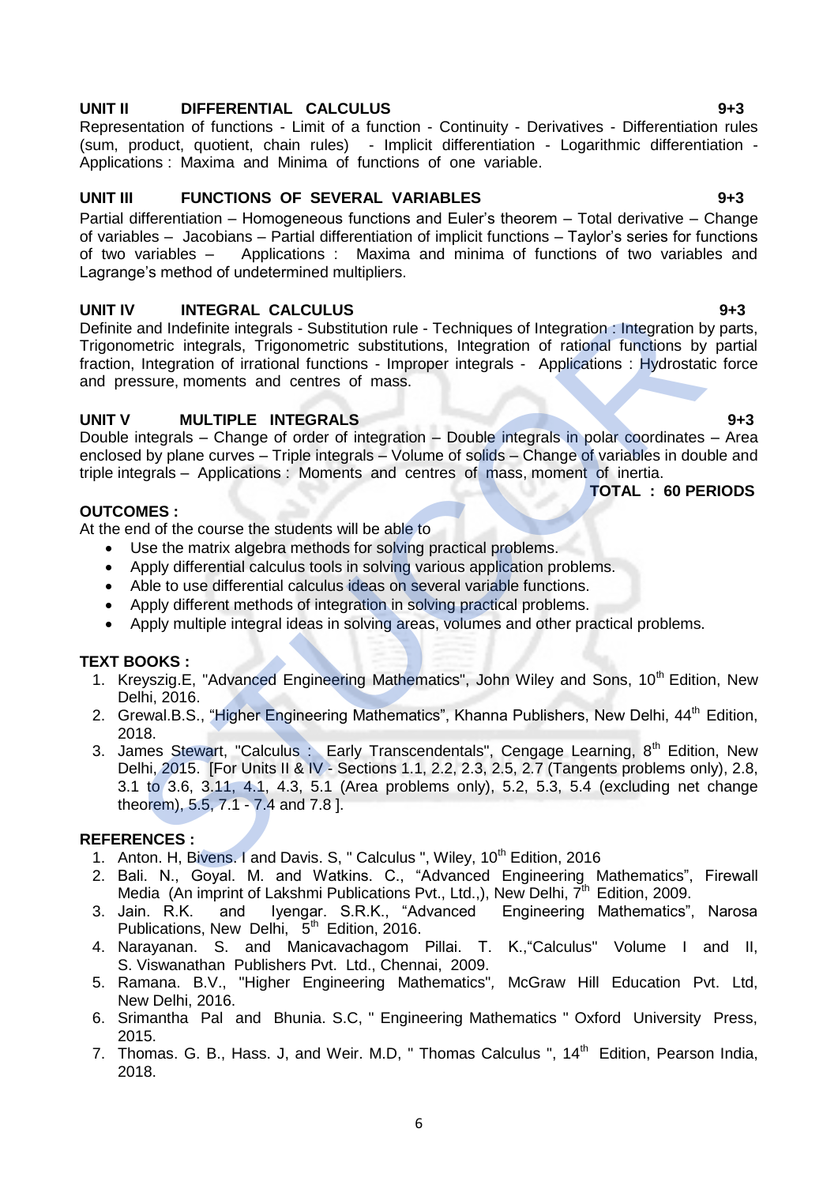**UNIT II DIFFERENTIAL CALCULUS** **9+3**

Representation of functions - Limit of a function - Continuity - Derivatives - Differentiation rules (sum, product, quotient, chain rules) - Implicit differentiation - Logarithmic differentiation - Applications : Maxima and Minima of functions of one variable.

**UNIT III FUNCTIONS OF SEVERAL VARIABLES** **9+3**

Partial differentiation – Homogeneous functions and Euler's theorem – Total derivative – Change of variables – Jacobians – Partial differentiation of implicit functions – Taylor's series for functions of two variables – Applications : Maxima and minima of functions of two variables and Lagrange's method of undetermined multipliers.

**UNIT IV INTEGRAL CALCULUS** **9+3**

Definite and Indefinite integrals - Substitution rule - Techniques of Integration : Integration by parts, Trigonometric integrals, Trigonometric substitutions, Integration of rational functions by partial fraction, Integration of irrational functions - Improper integrals - Applications : Hydrostatic force and pressure, moments and centres of mass.

**UNIT V MULTIPLE INTEGRALS** **9+3**

Double integrals – Change of order of integration – Double integrals in polar coordinates – Area enclosed by plane curves – Triple integrals – Volume of solids – Change of variables in double and triple integrals – Applications : Moments and centres of mass, moment of inertia.

**TOTAL : 60 PERIODS**

**OUTCOMES :**

At the end of the course the students will be able to

- Use the matrix algebra methods for solving practical problems.
- Apply differential calculus tools in solving various application problems.
- Able to use differential calculus ideas on several variable functions.
- Apply different methods of integration in solving practical problems.
- Apply multiple integral ideas in solving areas, volumes and other practical problems.

**TEXT BOOKS :**

1. Kreyszig.E, "Advanced Engineering Mathematics", John Wiley and Sons, 10th Edition, New Delhi, 2016.
2. Grewal.B.S., "Higher Engineering Mathematics", Khanna Publishers, New Delhi, 44th Edition, 2018.
3. James Stewart, "Calculus : Early Transcendentals", Cengage Learning, 8th Edition, New Delhi, 2015. [For Units II & IV - Sections 1.1, 2.2, 2.3, 2.5, 2.7 (Tangents problems only), 2.8, 3.1 to 3.6, 3.11, 4.1, 4.3, 5.1 (Area problems only), 5.2, 5.3, 5.4 (excluding net change theorem), 5.5, 7.1 - 7.4 and 7.8 ].

**REFERENCES :**

1. Anton. H, Bivens. I and Davis. S, " Calculus ", Wiley, 10th Edition, 2016
2. Bali. N., Goyal. M. and Watkins. C., "Advanced Engineering Mathematics", Firewall Media (An imprint of Lakshmi Publications Pvt., Ltd.,), New Delhi, 7th Edition, 2009.
3. Jain. R.K. and Iyengar. S.R.K., "Advanced Engineering Mathematics", Narosa Publications, New Delhi, 5th Edition, 2016.
4. Narayanan. S. and Manicavachagom Pillai. T. K.,"Calculus" Volume I and II, S. Viswanathan Publishers Pvt. Ltd., Chennai, 2009.
5. Ramana. B.V., "Higher Engineering Mathematics", McGraw Hill Education Pvt. Ltd, New Delhi, 2016.
6. Srimantha Pal and Bhunia. S.C, " Engineering Mathematics " Oxford University Press, 2015.
7. Thomas. G. B., Hass. J, and Weir. M.D, " Thomas Calculus ", 14th Edition, Pearson India, 2018.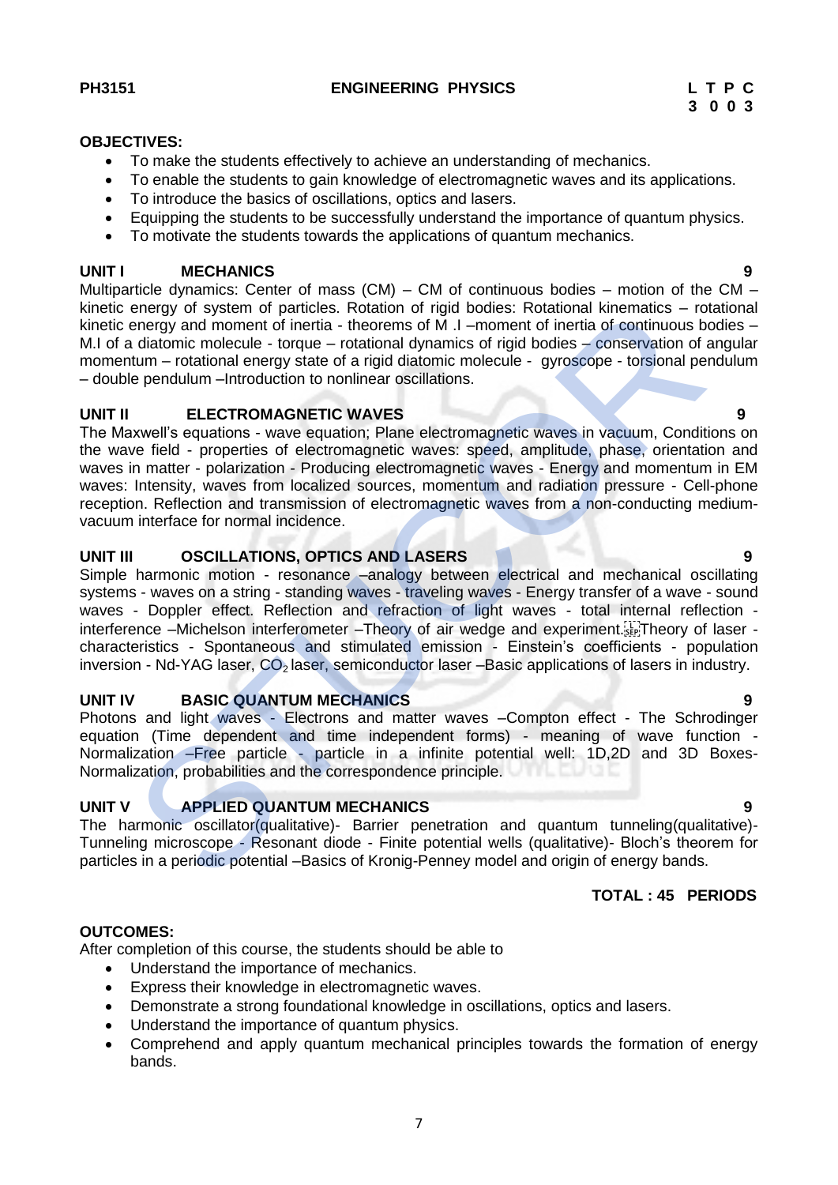**PH3151** **ENGINEERING PHYSICS** **L T P C**
**3 0 0 3**

**OBJECTIVES:**

- To make the students effectively to achieve an understanding of mechanics.
- To enable the students to gain knowledge of electromagnetic waves and its applications.
- To introduce the basics of oscillations, optics and lasers.
- Equipping the students to be successfully understand the importance of quantum physics.
- To motivate the students towards the applications of quantum mechanics.

**UNIT I MECHANICS** **9**

Multiparticle dynamics: Center of mass (CM) – CM of continuous bodies – motion of the CM – kinetic energy of system of particles. Rotation of rigid bodies: Rotational kinematics – rotational kinetic energy and moment of inertia - theorems of M .I –moment of inertia of continuous bodies – M.I of a diatomic molecule - torque – rotational dynamics of rigid bodies – conservation of angular momentum – rotational energy state of a rigid diatomic molecule - gyroscope - torsional pendulum – double pendulum –Introduction to nonlinear oscillations.

**UNIT II ELECTROMAGNETIC WAVES** **9**

The Maxwell's equations - wave equation; Plane electromagnetic waves in vacuum, Conditions on the wave field - properties of electromagnetic waves: speed, amplitude, phase, orientation and waves in matter - polarization - Producing electromagnetic waves - Energy and momentum in EM waves: Intensity, waves from localized sources, momentum and radiation pressure - Cell-phone reception. Reflection and transmission of electromagnetic waves from a non-conducting medium-vacuum interface for normal incidence.

**UNIT III OSCILLATIONS, OPTICS AND LASERS** **9**

Simple harmonic motion - resonance –analogy between electrical and mechanical oscillating systems - waves on a string - standing waves - traveling waves - Energy transfer of a wave - sound waves - Doppler effect. Reflection and refraction of light waves - total internal reflection - interference –Michelson interferometer –Theory of air wedge and experiment. Theory of laser - characteristics - Spontaneous and stimulated emission - Einstein's coefficients - population inversion - Nd-YAG laser, $CO_2$ laser, semiconductor laser –Basic applications of lasers in industry.

**UNIT IV BASIC QUANTUM MECHANICS** **9**

Photons and light waves - Electrons and matter waves –Compton effect - The Schrodinger equation (Time dependent and time independent forms) - meaning of wave function - Normalization –Free particle - particle in a infinite potential well: 1D,2D and 3D Boxes- Normalization, probabilities and the correspondence principle.

**UNIT V APPLIED QUANTUM MECHANICS** **9**

The harmonic oscillator(qualitative)- Barrier penetration and quantum tunneling(qualitative)- Tunneling microscope - Resonant diode - Finite potential wells (qualitative)- Bloch's theorem for particles in a periodic potential –Basics of Kronig-Penney model and origin of energy bands.

**TOTAL : 45 PERIODS**

**OUTCOMES:**

After completion of this course, the students should be able to

- Understand the importance of mechanics.
- Express their knowledge in electromagnetic waves.
- Demonstrate a strong foundational knowledge in oscillations, optics and lasers.
- Understand the importance of quantum physics.
- Comprehend and apply quantum mechanical principles towards the formation of energy bands.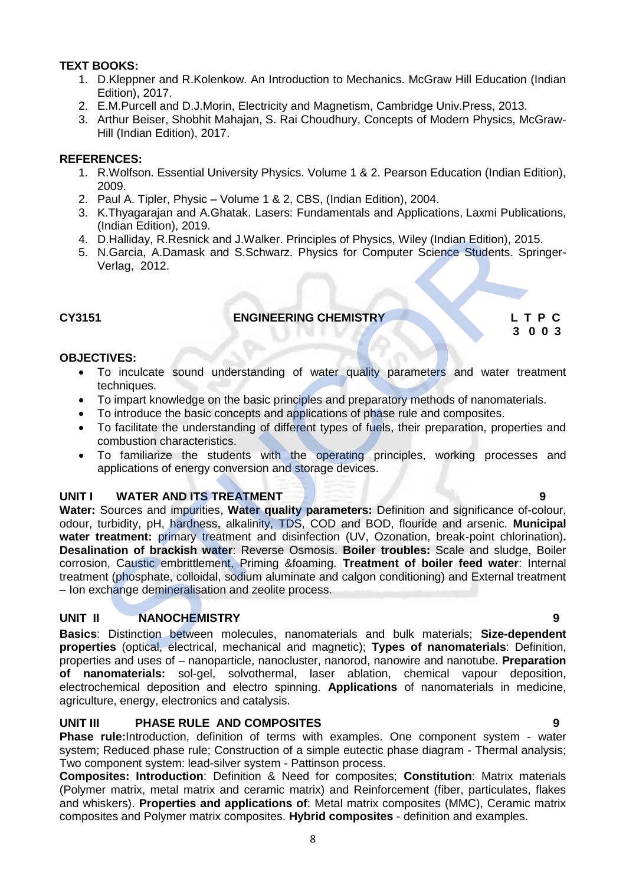**TEXT BOOKS:**

1. D.Kleppner and R.Kolenkow. An Introduction to Mechanics. McGraw Hill Education (Indian Edition), 2017.
2. E.M.Purcell and D.J.Morin, Electricity and Magnetism, Cambridge Univ.Press, 2013.
3. Arthur Beiser, Shobhit Mahajan, S. Rai Choudhury, Concepts of Modern Physics, McGraw-Hill (Indian Edition), 2017.

**REFERENCES:**

1. R.Wolfson. Essential University Physics. Volume 1 & 2. Pearson Education (Indian Edition), 2009.
2. Paul A. Tipler, Physic – Volume 1 & 2, CBS, (Indian Edition), 2004.
3. K.Thyagarajan and A.Ghatak. Lasers: Fundamentals and Applications, Laxmi Publications, (Indian Edition), 2019.
4. D.Halliday, R.Resnick and J.Walker. Principles of Physics, Wiley (Indian Edition), 2015.
5. N.Garcia, A.Damask and S.Schwarz. Physics for Computer Science Students. Springer-Verlag, 2012.

## CY3151 ENGINEERING CHEMISTRY

**L T P C**
**3 0 0 3**

**OBJECTIVES:**

- To inculcate sound understanding of water quality parameters and water treatment techniques.
- To impart knowledge on the basic principles and preparatory methods of nanomaterials.
- To introduce the basic concepts and applications of phase rule and composites.
- To facilitate the understanding of different types of fuels, their preparation, properties and combustion characteristics.
- To familiarize the students with the operating principles, working processes and applications of energy conversion and storage devices.

**UNIT I WATER AND ITS TREATMENT 9**

**Water:** Sources and impurities, **Water quality parameters:** Definition and significance of-colour, odour, turbidity, pH, hardness, alkalinity, TDS, COD and BOD, flouride and arsenic. **Municipal water treatment:** primary treatment and disinfection (UV, Ozonation, break-point chlorination)**.** **Desalination of brackish water**: Reverse Osmosis. **Boiler troubles:** Scale and sludge, Boiler corrosion, Caustic embrittlement, Priming &foaming. **Treatment of boiler feed water**: Internal treatment (phosphate, colloidal, sodium aluminate and calgon conditioning) and External treatment – Ion exchange demineralisation and zeolite process.

**UNIT II NANOCHEMISTRY 9**

**Basics**: Distinction between molecules, nanomaterials and bulk materials; **Size-dependent properties** (optical, electrical, mechanical and magnetic); **Types of nanomaterials**: Definition, properties and uses of – nanoparticle, nanocluster, nanorod, nanowire and nanotube. **Preparation of nanomaterials:** sol-gel, solvothermal, laser ablation, chemical vapour deposition, electrochemical deposition and electro spinning. **Applications** of nanomaterials in medicine, agriculture, energy, electronics and catalysis.

**UNIT III PHASE RULE AND COMPOSITES 9**

**Phase rule:**Introduction, definition of terms with examples. One component system - water system; Reduced phase rule; Construction of a simple eutectic phase diagram - Thermal analysis; Two component system: lead-silver system - Pattinson process.

**Composites: Introduction**: Definition & Need for composites; **Constitution**: Matrix materials (Polymer matrix, metal matrix and ceramic matrix) and Reinforcement (fiber, particulates, flakes and whiskers). **Properties and applications of**: Metal matrix composites (MMC), Ceramic matrix composites and Polymer matrix composites. **Hybrid composites** - definition and examples.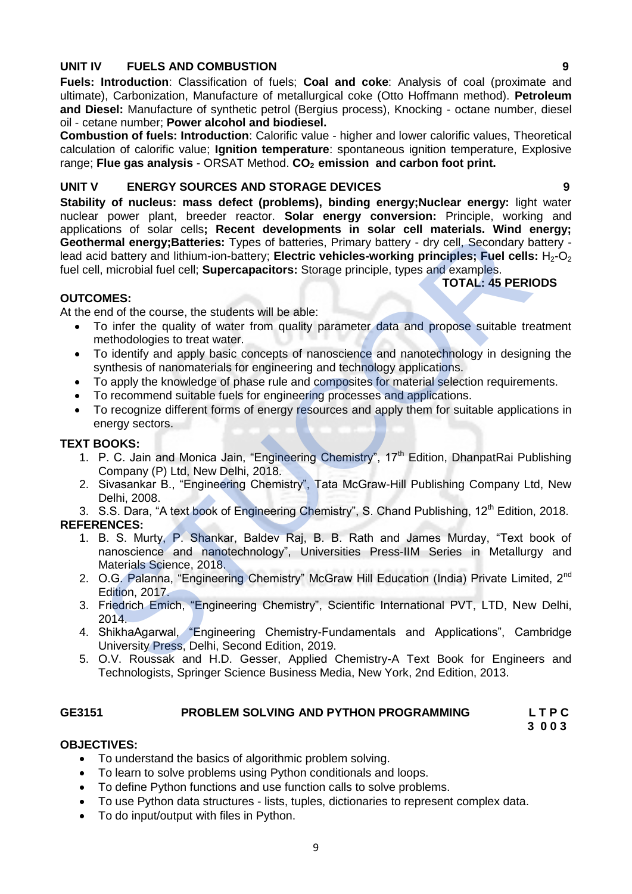### UNIT IV FUELS AND COMBUSTION 9

**Fuels: Introduction**: Classification of fuels; **Coal and coke**: Analysis of coal (proximate and ultimate), Carbonization, Manufacture of metallurgical coke (Otto Hoffmann method). **Petroleum and Diesel:** Manufacture of synthetic petrol (Bergius process), Knocking - octane number, diesel oil - cetane number; **Power alcohol and biodiesel.**

**Combustion of fuels: Introduction**: Calorific value - higher and lower calorific values, Theoretical calculation of calorific value; **Ignition temperature**: spontaneous ignition temperature, Explosive range; **Flue gas analysis** - ORSAT Method. **$CO_2$ emission and carbon foot print.**

### UNIT V ENERGY SOURCES AND STORAGE DEVICES 9

**Stability of nucleus: mass defect (problems), binding energy;Nuclear energy:** light water nuclear power plant, breeder reactor. **Solar energy conversion:** Principle, working and applications of solar cells**; Recent developments in solar cell materials. Wind energy; Geothermal energy;Batteries:** Types of batteries, Primary battery - dry cell, Secondary battery - lead acid battery and lithium-ion-battery; **Electric vehicles-working principles; Fuel cells:** $H_2$-$O_2$ fuel cell, microbial fuel cell; **Supercapacitors:** Storage principle, types and examples.

**TOTAL: 45 PERIODS**

**OUTCOMES:**

At the end of the course, the students will be able:

- To infer the quality of water from quality parameter data and propose suitable treatment methodologies to treat water.
- To identify and apply basic concepts of nanoscience and nanotechnology in designing the synthesis of nanomaterials for engineering and technology applications.
- To apply the knowledge of phase rule and composites for material selection requirements.
- To recommend suitable fuels for engineering processes and applications.
- To recognize different forms of energy resources and apply them for suitable applications in energy sectors.

**TEXT BOOKS:**

1. P. C. Jain and Monica Jain, “Engineering Chemistry”, 17th Edition, DhanpatRai Publishing Company (P) Ltd, New Delhi, 2018.
2. Sivasankar B., “Engineering Chemistry”, Tata McGraw-Hill Publishing Company Ltd, New Delhi, 2008.
3. S.S. Dara, “A text book of Engineering Chemistry”, S. Chand Publishing, 12th Edition, 2018.

**REFERENCES:**

1. B. S. Murty, P. Shankar, Baldev Raj, B. B. Rath and James Murday, “Text book of nanoscience and nanotechnology”, Universities Press-IIM Series in Metallurgy and Materials Science, 2018.
2. O.G. Palanna, “Engineering Chemistry” McGraw Hill Education (India) Private Limited, 2nd Edition, 2017.
3. Friedrich Emich, “Engineering Chemistry”, Scientific International PVT, LTD, New Delhi, 2014.
4. ShikhaAgarwal, “Engineering Chemistry-Fundamentals and Applications”, Cambridge University Press, Delhi, Second Edition, 2019.
5. O.V. Roussak and H.D. Gesser, Applied Chemistry-A Text Book for Engineers and Technologists, Springer Science Business Media, New York, 2nd Edition, 2013.

## GE3151 PROBLEM SOLVING AND PYTHON PROGRAMMING

| L | T | P | C |
|---|---|---|---|
| 3 | 0 | 0 | 3 |

**OBJECTIVES:**

- To understand the basics of algorithmic problem solving.
- To learn to solve problems using Python conditionals and loops.
- To define Python functions and use function calls to solve problems.
- To use Python data structures - lists, tuples, dictionaries to represent complex data.
- To do input/output with files in Python.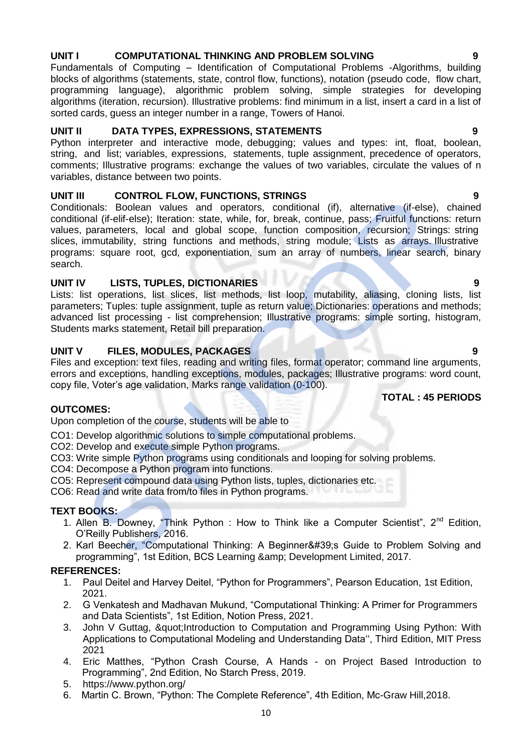## UNIT I COMPUTATIONAL THINKING AND PROBLEM SOLVING 9

Fundamentals of Computing – Identification of Computational Problems -Algorithms, building blocks of algorithms (statements, state, control flow, functions), notation (pseudo code, flow chart, programming language), algorithmic problem solving, simple strategies for developing algorithms (iteration, recursion). Illustrative problems: find minimum in a list, insert a card in a list of sorted cards, guess an integer number in a range, Towers of Hanoi.

## UNIT II DATA TYPES, EXPRESSIONS, STATEMENTS 9

Python interpreter and interactive mode, debugging; values and types: int, float, boolean, string, and list; variables, expressions, statements, tuple assignment, precedence of operators, comments; Illustrative programs: exchange the values of two variables, circulate the values of n variables, distance between two points.

## UNIT III CONTROL FLOW, FUNCTIONS, STRINGS 9

Conditionals: Boolean values and operators, conditional (if), alternative (if-else), chained conditional (if-elif-else); Iteration: state, while, for, break, continue, pass; Fruitful functions: return values, parameters, local and global scope, function composition, recursion; Strings: string slices, immutability, string functions and methods, string module; Lists as arrays. Illustrative programs: square root, gcd, exponentiation, sum an array of numbers, linear search, binary search.

## UNIT IV LISTS, TUPLES, DICTIONARIES 9

Lists: list operations, list slices, list methods, list loop, mutability, aliasing, cloning lists, list parameters; Tuples: tuple assignment, tuple as return value; Dictionaries: operations and methods; advanced list processing - list comprehension; Illustrative programs: simple sorting, histogram, Students marks statement, Retail bill preparation.

## UNIT V FILES, MODULES, PACKAGES 9

Files and exception: text files, reading and writing files, format operator; command line arguments, errors and exceptions, handling exceptions, modules, packages; Illustrative programs: word count, copy file, Voter's age validation, Marks range validation (0-100).

**TOTAL : 45 PERIODS**

## OUTCOMES:

Upon completion of the course, students will be able to

CO1: Develop algorithmic solutions to simple computational problems.
CO2: Develop and execute simple Python programs.
CO3: Write simple Python programs using conditionals and looping for solving problems.
CO4: Decompose a Python program into functions.
CO5: Represent compound data using Python lists, tuples, dictionaries etc.
CO6: Read and write data from/to files in Python programs.

## TEXT BOOKS:

1. Allen B. Downey, "Think Python : How to Think like a Computer Scientist", 2nd Edition, O'Reilly Publishers, 2016.
2. Karl Beecher, "Computational Thinking: A Beginner&#39;s Guide to Problem Solving and programming", 1st Edition, BCS Learning &amp; Development Limited, 2017.

## REFERENCES:

1. Paul Deitel and Harvey Deitel, "Python for Programmers", Pearson Education, 1st Edition, 2021.
2. G Venkatesh and Madhavan Mukund, "Computational Thinking: A Primer for Programmers and Data Scientists", 1st Edition, Notion Press, 2021.
3. John V Guttag, &quot;Introduction to Computation and Programming Using Python: With Applications to Computational Modeling and Understanding Data'', Third Edition, MIT Press 2021
4. Eric Matthes, "Python Crash Course, A Hands - on Project Based Introduction to Programming", 2nd Edition, No Starch Press, 2019.
5. https://www.python.org/
6. Martin C. Brown, "Python: The Complete Reference", 4th Edition, Mc-Graw Hill,2018.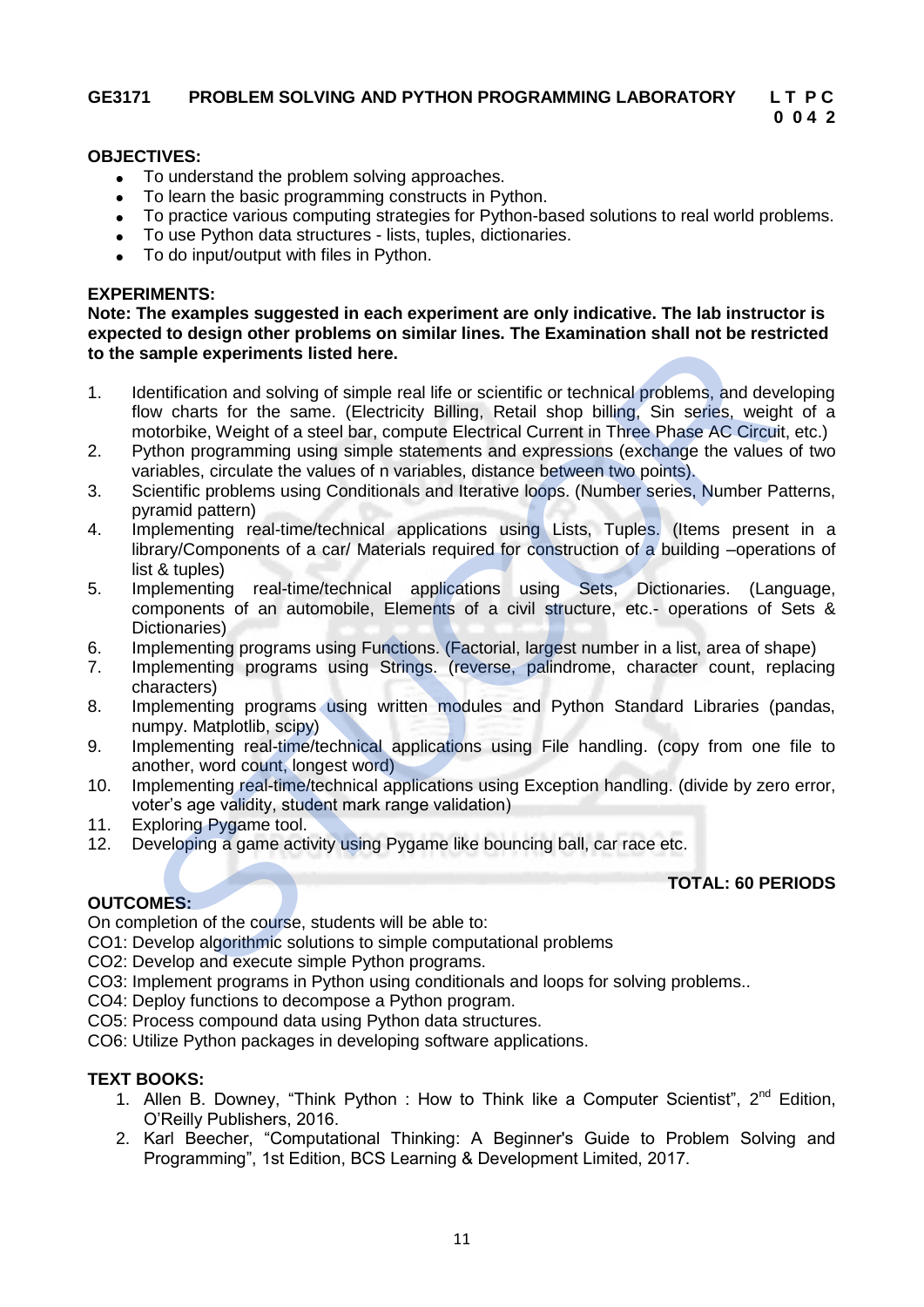**GE3171 PROBLEM SOLVING AND PYTHON PROGRAMMING LABORATORY** **L T P C 0 0 4 2**

**OBJECTIVES:**

- To understand the problem solving approaches.
- To learn the basic programming constructs in Python.
- To practice various computing strategies for Python-based solutions to real world problems.
- To use Python data structures - lists, tuples, dictionaries.
- To do input/output with files in Python.

**EXPERIMENTS:**

**Note: The examples suggested in each experiment are only indicative. The lab instructor is expected to design other problems on similar lines. The Examination shall not be restricted to the sample experiments listed here.**

1. Identification and solving of simple real life or scientific or technical problems, and developing flow charts for the same. (Electricity Billing, Retail shop billing, Sin series, weight of a motorbike, Weight of a steel bar, compute Electrical Current in Three Phase AC Circuit, etc.)
2. Python programming using simple statements and expressions (exchange the values of two variables, circulate the values of n variables, distance between two points).
3. Scientific problems using Conditionals and Iterative loops. (Number series, Number Patterns, pyramid pattern)
4. Implementing real-time/technical applications using Lists, Tuples. (Items present in a library/Components of a car/ Materials required for construction of a building –operations of list & tuples)
5. Implementing real-time/technical applications using Sets, Dictionaries. (Language, components of an automobile, Elements of a civil structure, etc.- operations of Sets & Dictionaries)
6. Implementing programs using Functions. (Factorial, largest number in a list, area of shape)
7. Implementing programs using Strings. (reverse, palindrome, character count, replacing characters)
8. Implementing programs using written modules and Python Standard Libraries (pandas, numpy. Matplotlib, scipy)
9. Implementing real-time/technical applications using File handling. (copy from one file to another, word count, longest word)
10. Implementing real-time/technical applications using Exception handling. (divide by zero error, voter's age validity, student mark range validation)
11. Exploring Pygame tool.
12. Developing a game activity using Pygame like bouncing ball, car race etc.

**TOTAL: 60 PERIODS**

**OUTCOMES:**

On completion of the course, students will be able to:

CO1: Develop algorithmic solutions to simple computational problems

CO2: Develop and execute simple Python programs.

CO3: Implement programs in Python using conditionals and loops for solving problems..

CO4: Deploy functions to decompose a Python program.

CO5: Process compound data using Python data structures.

CO6: Utilize Python packages in developing software applications.

**TEXT BOOKS:**

1. Allen B. Downey, "Think Python : How to Think like a Computer Scientist", 2nd Edition, O'Reilly Publishers, 2016.
2. Karl Beecher, "Computational Thinking: A Beginner's Guide to Problem Solving and Programming", 1st Edition, BCS Learning & Development Limited, 2017.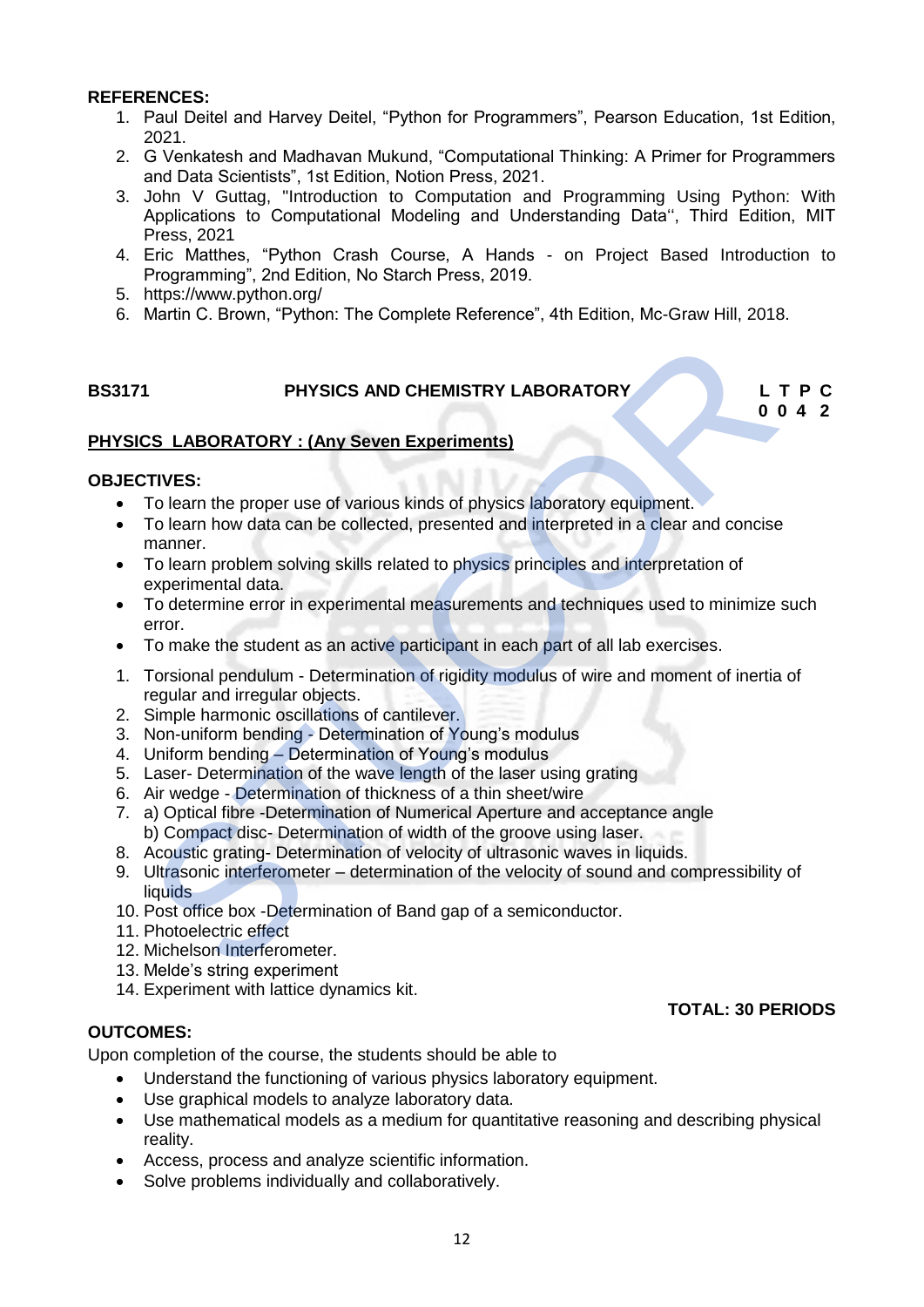**REFERENCES:**

1. Paul Deitel and Harvey Deitel, “Python for Programmers”, Pearson Education, 1st Edition, 2021.
2. G Venkatesh and Madhavan Mukund, “Computational Thinking: A Primer for Programmers and Data Scientists”, 1st Edition, Notion Press, 2021.
3. John V Guttag, "Introduction to Computation and Programming Using Python: With Applications to Computational Modeling and Understanding Data‘‘, Third Edition, MIT Press, 2021
4. Eric Matthes, “Python Crash Course, A Hands - on Project Based Introduction to Programming”, 2nd Edition, No Starch Press, 2019.
5. https://www.python.org/
6. Martin C. Brown, “Python: The Complete Reference”, 4th Edition, Mc-Graw Hill, 2018.

| **BS3171** | **PHYSICS AND CHEMISTRY LABORATORY** | **L T P C** |
|---|---|---|
| | | **0 0 4 2** |

**PHYSICS LABORATORY : (Any Seven Experiments)**

**OBJECTIVES:**

- To learn the proper use of various kinds of physics laboratory equipment.
- To learn how data can be collected, presented and interpreted in a clear and concise manner.
- To learn problem solving skills related to physics principles and interpretation of experimental data.
- To determine error in experimental measurements and techniques used to minimize such error.
- To make the student as an active participant in each part of all lab exercises.

1. Torsional pendulum - Determination of rigidity modulus of wire and moment of inertia of regular and irregular objects.
2. Simple harmonic oscillations of cantilever.
3. Non-uniform bending - Determination of Young’s modulus
4. Uniform bending – Determination of Young’s modulus
5. Laser- Determination of the wave length of the laser using grating
6. Air wedge - Determination of thickness of a thin sheet/wire
7. a) Optical fibre -Determination of Numerical Aperture and acceptance angle
   b) Compact disc- Determination of width of the groove using laser.
8. Acoustic grating- Determination of velocity of ultrasonic waves in liquids.
9. Ultrasonic interferometer – determination of the velocity of sound and compressibility of liquids
10. Post office box -Determination of Band gap of a semiconductor.
11. Photoelectric effect
12. Michelson Interferometer.
13. Melde’s string experiment
14. Experiment with lattice dynamics kit.

**TOTAL: 30 PERIODS**

**OUTCOMES:**

Upon completion of the course, the students should be able to

- Understand the functioning of various physics laboratory equipment.
- Use graphical models to analyze laboratory data.
- Use mathematical models as a medium for quantitative reasoning and describing physical reality.
- Access, process and analyze scientific information.
- Solve problems individually and collaboratively.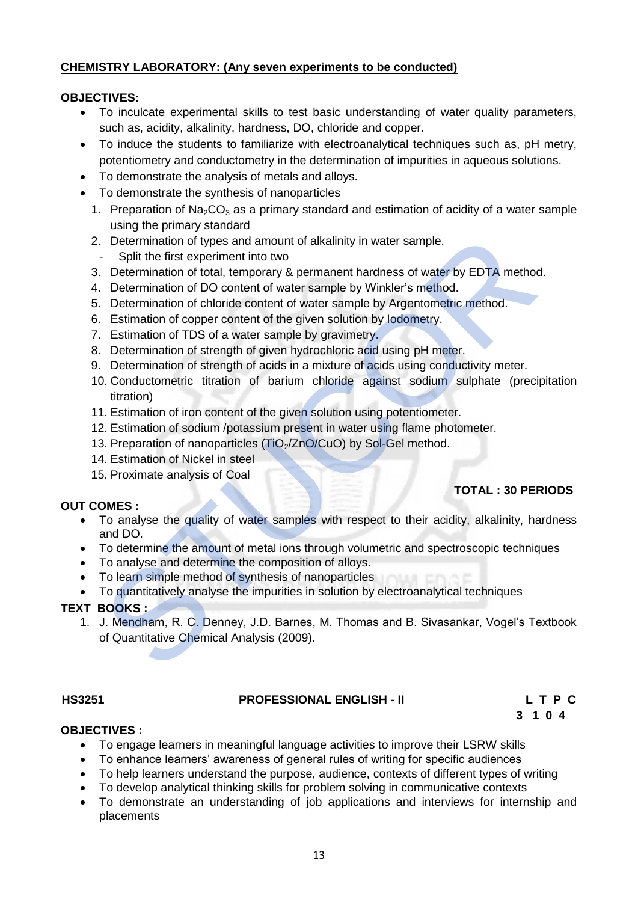**CHEMISTRY LABORATORY: (Any seven experiments to be conducted)**

**OBJECTIVES:**

- To inculcate experimental skills to test basic understanding of water quality parameters, such as, acidity, alkalinity, hardness, DO, chloride and copper.
- To induce the students to familiarize with electroanalytical techniques such as, pH metry, potentiometry and conductometry in the determination of impurities in aqueous solutions.
- To demonstrate the analysis of metals and alloys.
- To demonstrate the synthesis of nanoparticles

1. Preparation of $Na_2CO_3$ as a primary standard and estimation of acidity of a water sample using the primary standard
2. Determination of types and amount of alkalinity in water sample.
   - Split the first experiment into two
3. Determination of total, temporary & permanent hardness of water by EDTA method.
4. Determination of DO content of water sample by Winkler's method.
5. Determination of chloride content of water sample by Argentometric method.
6. Estimation of copper content of the given solution by Iodometry.
7. Estimation of TDS of a water sample by gravimetry.
8. Determination of strength of given hydrochloric acid using pH meter.
9. Determination of strength of acids in a mixture of acids using conductivity meter.
10. Conductometric titration of barium chloride against sodium sulphate (precipitation titration)
11. Estimation of iron content of the given solution using potentiometer.
12. Estimation of sodium /potassium present in water using flame photometer.
13. Preparation of nanoparticles ($TiO_2$/ZnO/CuO) by Sol-Gel method.
14. Estimation of Nickel in steel
15. Proximate analysis of Coal

**TOTAL : 30 PERIODS**

**OUT COMES :**

- To analyse the quality of water samples with respect to their acidity, alkalinity, hardness and DO.
- To determine the amount of metal ions through volumetric and spectroscopic techniques
- To analyse and determine the composition of alloys.
- To learn simple method of synthesis of nanoparticles
- To quantitatively analyse the impurities in solution by electroanalytical techniques

**TEXT BOOKS :**

1. J. Mendham, R. C. Denney, J.D. Barnes, M. Thomas and B. Sivasankar, Vogel's Textbook of Quantitative Chemical Analysis (2009).

## HS3251 PROFESSIONAL ENGLISH - II

| L | T | P | C |
|---|---|---|---|
| 3 | 1 | 0 | 4 |

**OBJECTIVES :**

- To engage learners in meaningful language activities to improve their LSRW skills
- To enhance learners' awareness of general rules of writing for specific audiences
- To help learners understand the purpose, audience, contexts of different types of writing
- To develop analytical thinking skills for problem solving in communicative contexts
- To demonstrate an understanding of job applications and interviews for internship and placements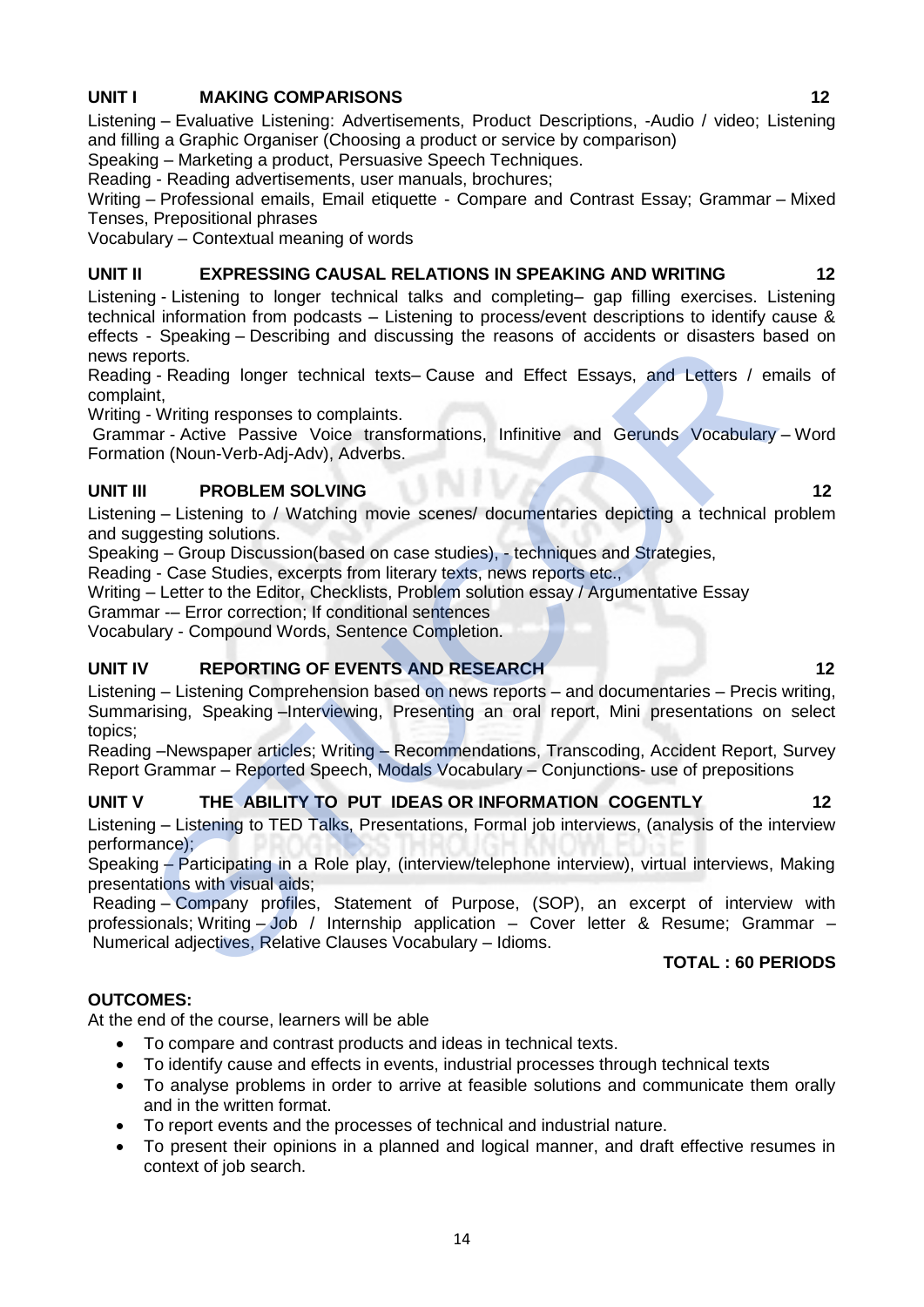### UNIT I MAKING COMPARISONS 12

Listening – Evaluative Listening: Advertisements, Product Descriptions, -Audio / video; Listening and filling a Graphic Organiser (Choosing a product or service by comparison)
Speaking – Marketing a product, Persuasive Speech Techniques.
Reading - Reading advertisements, user manuals, brochures;
Writing – Professional emails, Email etiquette - Compare and Contrast Essay; Grammar – Mixed Tenses, Prepositional phrases
Vocabulary – Contextual meaning of words

### UNIT II EXPRESSING CAUSAL RELATIONS IN SPEAKING AND WRITING 12

Listening - Listening to longer technical talks and completing– gap filling exercises. Listening technical information from podcasts – Listening to process/event descriptions to identify cause & effects - Speaking – Describing and discussing the reasons of accidents or disasters based on news reports.
Reading - Reading longer technical texts– Cause and Effect Essays, and Letters / emails of complaint,
Writing - Writing responses to complaints.
Grammar - Active Passive Voice transformations, Infinitive and Gerunds Vocabulary – Word Formation (Noun-Verb-Adj-Adv), Adverbs.

### UNIT III PROBLEM SOLVING 12

Listening – Listening to / Watching movie scenes/ documentaries depicting a technical problem and suggesting solutions.
Speaking – Group Discussion(based on case studies), - techniques and Strategies,
Reading - Case Studies, excerpts from literary texts, news reports etc.,
Writing – Letter to the Editor, Checklists, Problem solution essay / Argumentative Essay
Grammar -– Error correction; If conditional sentences
Vocabulary - Compound Words, Sentence Completion.

### UNIT IV REPORTING OF EVENTS AND RESEARCH 12

Listening – Listening Comprehension based on news reports – and documentaries – Precis writing, Summarising, Speaking –Interviewing, Presenting an oral report, Mini presentations on select topics;
Reading –Newspaper articles; Writing – Recommendations, Transcoding, Accident Report, Survey Report Grammar – Reported Speech, Modals Vocabulary – Conjunctions- use of prepositions

### UNIT V THE ABILITY TO PUT IDEAS OR INFORMATION COGENTLY 12

Listening – Listening to TED Talks, Presentations, Formal job interviews, (analysis of the interview performance);
Speaking – Participating in a Role play, (interview/telephone interview), virtual interviews, Making presentations with visual aids;
Reading – Company profiles, Statement of Purpose, (SOP), an excerpt of interview with professionals; Writing – Job / Internship application – Cover letter & Resume; Grammar – Numerical adjectives, Relative Clauses Vocabulary – Idioms.

**TOTAL : 60 PERIODS**

**OUTCOMES:**

At the end of the course, learners will be able

- To compare and contrast products and ideas in technical texts.
- To identify cause and effects in events, industrial processes through technical texts
- To analyse problems in order to arrive at feasible solutions and communicate them orally and in the written format.
- To report events and the processes of technical and industrial nature.
- To present their opinions in a planned and logical manner, and draft effective resumes in context of job search.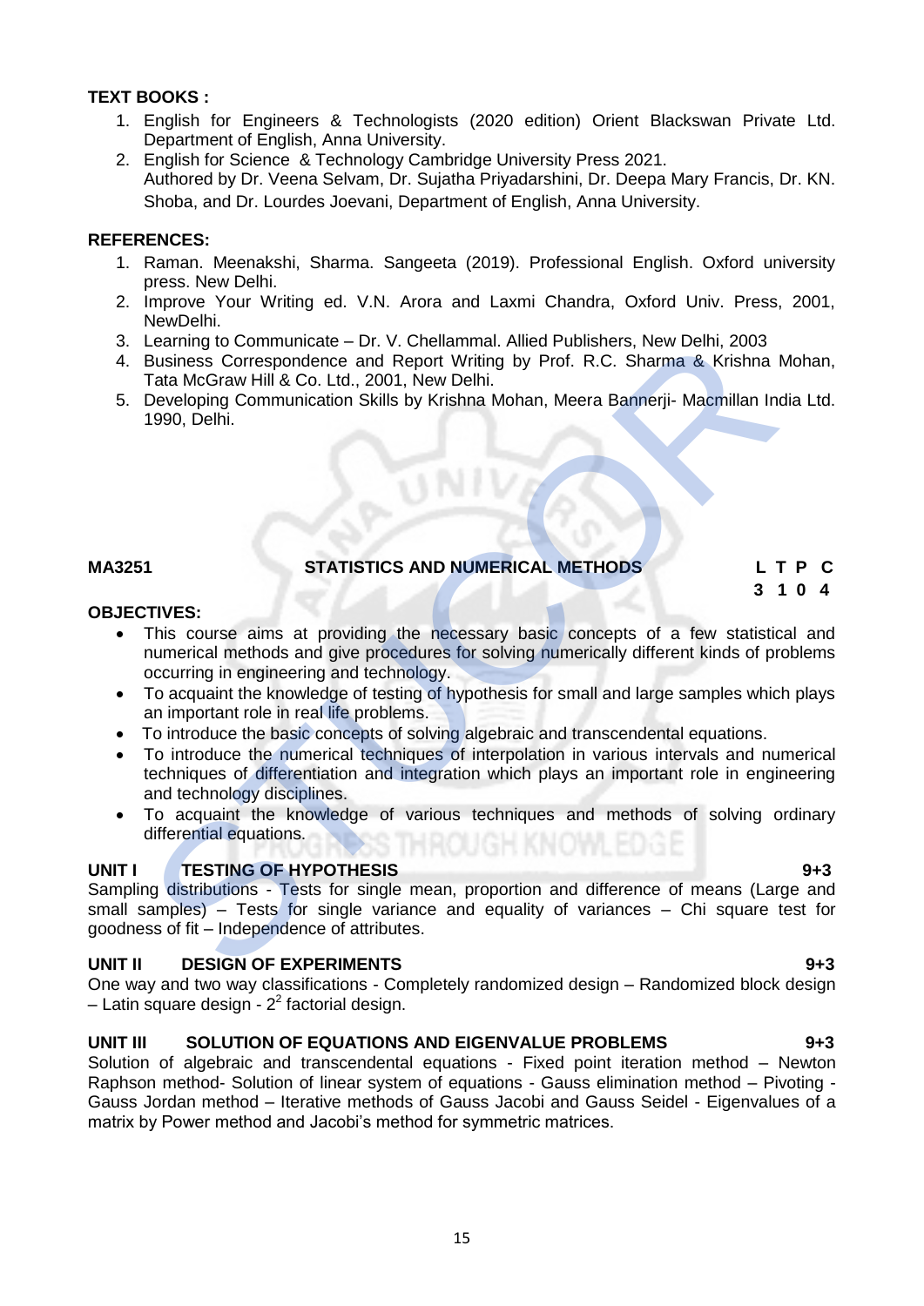**TEXT BOOKS :**

1. English for Engineers & Technologists (2020 edition) Orient Blackswan Private Ltd. Department of English, Anna University.
2. English for Science & Technology Cambridge University Press 2021.
   Authored by Dr. Veena Selvam, Dr. Sujatha Priyadarshini, Dr. Deepa Mary Francis, Dr. KN. Shoba, and Dr. Lourdes Joevani, Department of English, Anna University.

**REFERENCES:**

1. Raman. Meenakshi, Sharma. Sangeeta (2019). Professional English. Oxford university press. New Delhi.
2. Improve Your Writing ed. V.N. Arora and Laxmi Chandra, Oxford Univ. Press, 2001, NewDelhi.
3. Learning to Communicate – Dr. V. Chellammal. Allied Publishers, New Delhi, 2003
4. Business Correspondence and Report Writing by Prof. R.C. Sharma & Krishna Mohan, Tata McGraw Hill & Co. Ltd., 2001, New Delhi.
5. Developing Communication Skills by Krishna Mohan, Meera Bannerji- Macmillan India Ltd. 1990, Delhi.

## MA3251 STATISTICS AND NUMERICAL METHODS

| L | T | P | C |
|---|---|---|---|
| 3 | 1 | 0 | 4 |

**OBJECTIVES:**

- This course aims at providing the necessary basic concepts of a few statistical and numerical methods and give procedures for solving numerically different kinds of problems occurring in engineering and technology.
- To acquaint the knowledge of testing of hypothesis for small and large samples which plays an important role in real life problems.
- To introduce the basic concepts of solving algebraic and transcendental equations.
- To introduce the numerical techniques of interpolation in various intervals and numerical techniques of differentiation and integration which plays an important role in engineering and technology disciplines.
- To acquaint the knowledge of various techniques and methods of solving ordinary differential equations.

### UNIT I TESTING OF HYPOTHESIS 9+3

Sampling distributions - Tests for single mean, proportion and difference of means (Large and small samples) – Tests for single variance and equality of variances – Chi square test for goodness of fit – Independence of attributes.

### UNIT II DESIGN OF EXPERIMENTS 9+3

One way and two way classifications - Completely randomized design – Randomized block design – Latin square design - $2^2$ factorial design.

### UNIT III SOLUTION OF EQUATIONS AND EIGENVALUE PROBLEMS 9+3

Solution of algebraic and transcendental equations - Fixed point iteration method – Newton Raphson method- Solution of linear system of equations - Gauss elimination method – Pivoting - Gauss Jordan method – Iterative methods of Gauss Jacobi and Gauss Seidel - Eigenvalues of a matrix by Power method and Jacobi's method for symmetric matrices.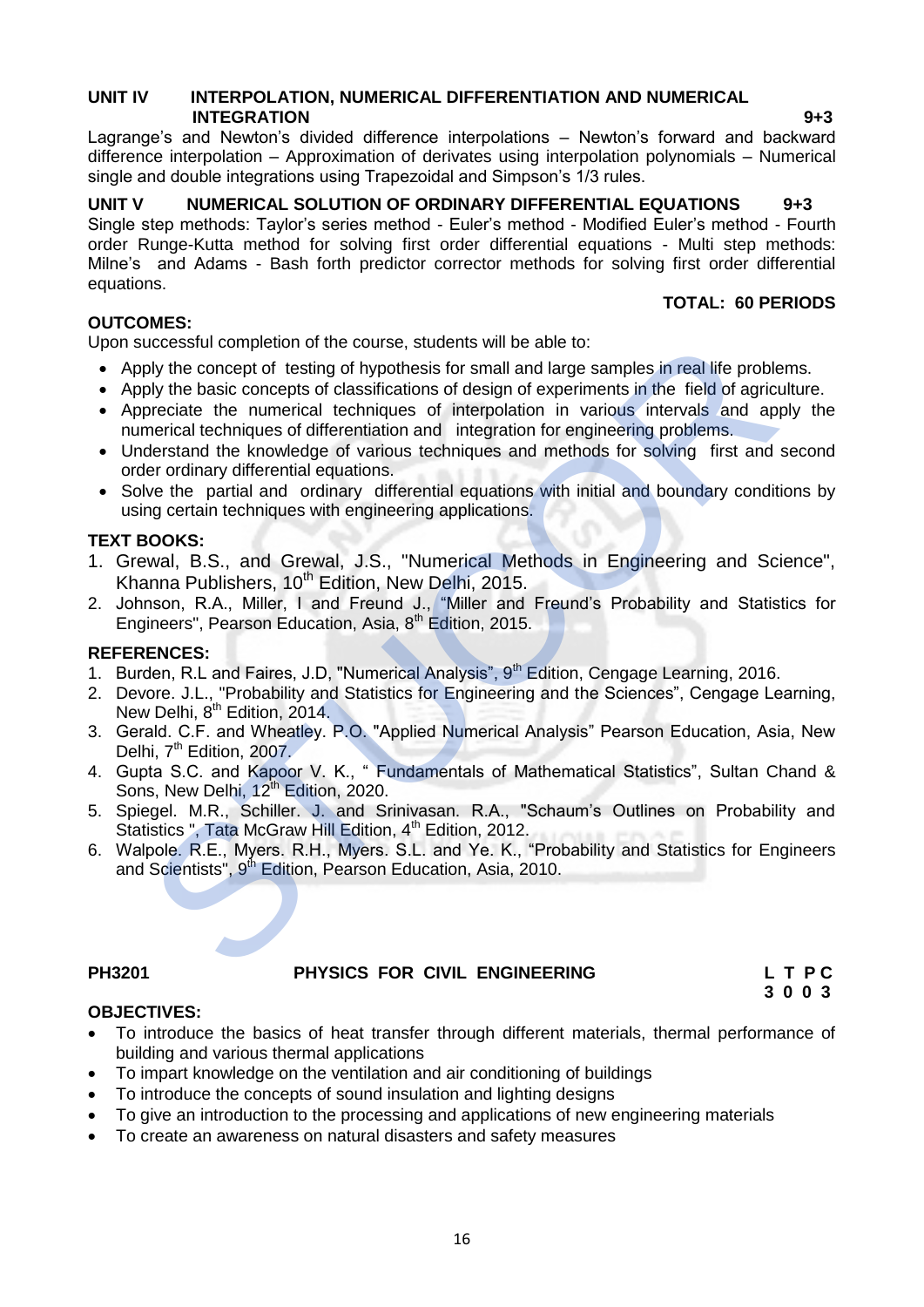**UNIT IV INTERPOLATION, NUMERICAL DIFFERENTIATION AND NUMERICAL INTEGRATION 9+3**

Lagrange's and Newton's divided difference interpolations – Newton's forward and backward difference interpolation – Approximation of derivates using interpolation polynomials – Numerical single and double integrations using Trapezoidal and Simpson's 1/3 rules.

**UNIT V NUMERICAL SOLUTION OF ORDINARY DIFFERENTIAL EQUATIONS 9+3**

Single step methods: Taylor's series method - Euler's method - Modified Euler's method - Fourth order Runge-Kutta method for solving first order differential equations - Multi step methods: Milne's and Adams - Bash forth predictor corrector methods for solving first order differential equations.

**TOTAL: 60 PERIODS**

**OUTCOMES:**

Upon successful completion of the course, students will be able to:

- Apply the concept of testing of hypothesis for small and large samples in real life problems.
- Apply the basic concepts of classifications of design of experiments in the field of agriculture.
- Appreciate the numerical techniques of interpolation in various intervals and apply the numerical techniques of differentiation and integration for engineering problems.
- Understand the knowledge of various techniques and methods for solving first and second order ordinary differential equations.
- Solve the partial and ordinary differential equations with initial and boundary conditions by using certain techniques with engineering applications.

**TEXT BOOKS:**

1. Grewal, B.S., and Grewal, J.S., "Numerical Methods in Engineering and Science", Khanna Publishers, 10th Edition, New Delhi, 2015.
2. Johnson, R.A., Miller, I and Freund J., "Miller and Freund's Probability and Statistics for Engineers", Pearson Education, Asia, 8th Edition, 2015.

**REFERENCES:**

1. Burden, R.L and Faires, J.D, "Numerical Analysis", 9th Edition, Cengage Learning, 2016.
2. Devore. J.L., "Probability and Statistics for Engineering and the Sciences", Cengage Learning, New Delhi, 8th Edition, 2014.
3. Gerald. C.F. and Wheatley. P.O. "Applied Numerical Analysis" Pearson Education, Asia, New Delhi, 7th Edition, 2007.
4. Gupta S.C. and Kapoor V. K., " Fundamentals of Mathematical Statistics", Sultan Chand & Sons, New Delhi, 12th Edition, 2020.
5. Spiegel. M.R., Schiller. J. and Srinivasan. R.A., "Schaum's Outlines on Probability and Statistics ", Tata McGraw Hill Edition, 4th Edition, 2012.
6. Walpole. R.E., Myers. R.H., Myers. S.L. and Ye. K., "Probability and Statistics for Engineers and Scientists", 9th Edition, Pearson Education, Asia, 2010.

**PH3201 PHYSICS FOR CIVIL ENGINEERING**

| L | T | P | C |
|---|---|---|---|
| 3 | 0 | 0 | 3 |

**OBJECTIVES:**

- To introduce the basics of heat transfer through different materials, thermal performance of building and various thermal applications
- To impart knowledge on the ventilation and air conditioning of buildings
- To introduce the concepts of sound insulation and lighting designs
- To give an introduction to the processing and applications of new engineering materials
- To create an awareness on natural disasters and safety measures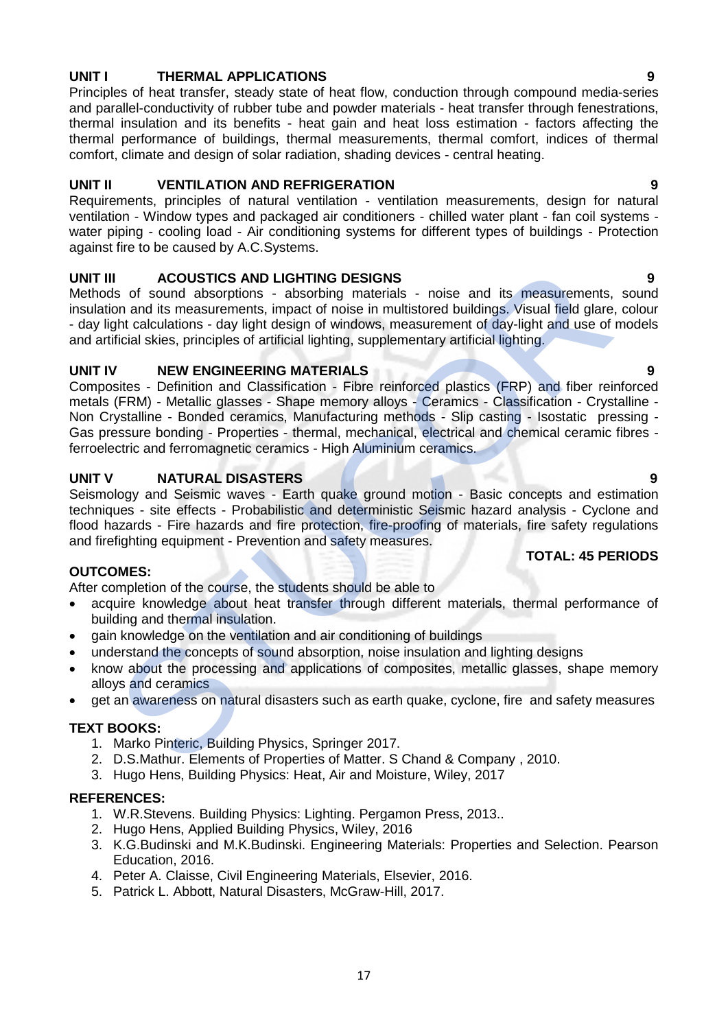## UNIT I THERMAL APPLICATIONS 9

Principles of heat transfer, steady state of heat flow, conduction through compound media-series and parallel-conductivity of rubber tube and powder materials - heat transfer through fenestrations, thermal insulation and its benefits - heat gain and heat loss estimation - factors affecting the thermal performance of buildings, thermal measurements, thermal comfort, indices of thermal comfort, climate and design of solar radiation, shading devices - central heating.

## UNIT II VENTILATION AND REFRIGERATION 9

Requirements, principles of natural ventilation - ventilation measurements, design for natural ventilation - Window types and packaged air conditioners - chilled water plant - fan coil systems - water piping - cooling load - Air conditioning systems for different types of buildings - Protection against fire to be caused by A.C.Systems.

## UNIT III ACOUSTICS AND LIGHTING DESIGNS 9

Methods of sound absorptions - absorbing materials - noise and its measurements, sound insulation and its measurements, impact of noise in multistored buildings. Visual field glare, colour - day light calculations - day light design of windows, measurement of day-light and use of models and artificial skies, principles of artificial lighting, supplementary artificial lighting.

## UNIT IV NEW ENGINEERING MATERIALS 9

Composites - Definition and Classification - Fibre reinforced plastics (FRP) and fiber reinforced metals (FRM) - Metallic glasses - Shape memory alloys - Ceramics - Classification - Crystalline - Non Crystalline - Bonded ceramics, Manufacturing methods - Slip casting - Isostatic pressing - Gas pressure bonding - Properties - thermal, mechanical, electrical and chemical ceramic fibres - ferroelectric and ferromagnetic ceramics - High Aluminium ceramics.

## UNIT V NATURAL DISASTERS 9

Seismology and Seismic waves - Earth quake ground motion - Basic concepts and estimation techniques - site effects - Probabilistic and deterministic Seismic hazard analysis - Cyclone and flood hazards - Fire hazards and fire protection, fire-proofing of materials, fire safety regulations and firefighting equipment - Prevention and safety measures.

**TOTAL: 45 PERIODS**

## OUTCOMES:

After completion of the course, the students should be able to

- acquire knowledge about heat transfer through different materials, thermal performance of building and thermal insulation.
- gain knowledge on the ventilation and air conditioning of buildings
- understand the concepts of sound absorption, noise insulation and lighting designs
- know about the processing and applications of composites, metallic glasses, shape memory alloys and ceramics
- get an awareness on natural disasters such as earth quake, cyclone, fire and safety measures

## TEXT BOOKS:

1. Marko Pinteric, Building Physics, Springer 2017.
2. D.S.Mathur. Elements of Properties of Matter. S Chand & Company , 2010.
3. Hugo Hens, Building Physics: Heat, Air and Moisture, Wiley, 2017

## REFERENCES:

1. W.R.Stevens. Building Physics: Lighting. Pergamon Press, 2013..
2. Hugo Hens, Applied Building Physics, Wiley, 2016
3. K.G.Budinski and M.K.Budinski. Engineering Materials: Properties and Selection. Pearson Education, 2016.
4. Peter A. Claisse, Civil Engineering Materials, Elsevier, 2016.
5. Patrick L. Abbott, Natural Disasters, McGraw-Hill, 2017.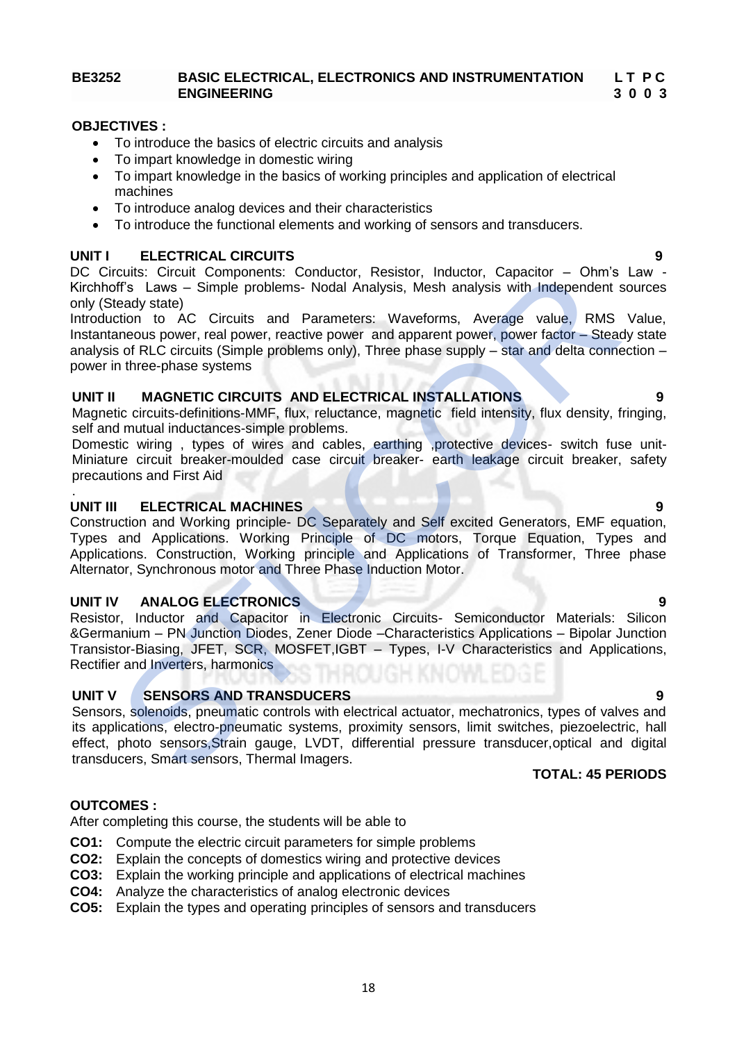**BE3252 BASIC ELECTRICAL, ELECTRONICS AND INSTRUMENTATION ENGINEERING**

| L | T | P | C |
|---|---|---|---|
| 3 | 0 | 0 | 3 |

**OBJECTIVES :**

- To introduce the basics of electric circuits and analysis
- To impart knowledge in domestic wiring
- To impart knowledge in the basics of working principles and application of electrical machines
- To introduce analog devices and their characteristics
- To introduce the functional elements and working of sensors and transducers.

**UNIT I ELECTRICAL CIRCUITS 9**

DC Circuits: Circuit Components: Conductor, Resistor, Inductor, Capacitor – Ohm's Law - Kirchhoff's Laws – Simple problems- Nodal Analysis, Mesh analysis with Independent sources only (Steady state)

Introduction to AC Circuits and Parameters: Waveforms, Average value, RMS Value, Instantaneous power, real power, reactive power and apparent power, power factor – Steady state analysis of RLC circuits (Simple problems only), Three phase supply – star and delta connection – power in three-phase systems

**UNIT II MAGNETIC CIRCUITS AND ELECTRICAL INSTALLATIONS 9**

Magnetic circuits-definitions-MMF, flux, reluctance, magnetic field intensity, flux density, fringing, self and mutual inductances-simple problems.

Domestic wiring , types of wires and cables, earthing ,protective devices- switch fuse unit- Miniature circuit breaker-moulded case circuit breaker- earth leakage circuit breaker, safety precautions and First Aid

**UNIT III ELECTRICAL MACHINES 9**

Construction and Working principle- DC Separately and Self excited Generators, EMF equation, Types and Applications. Working Principle of DC motors, Torque Equation, Types and Applications. Construction, Working principle and Applications of Transformer, Three phase Alternator, Synchronous motor and Three Phase Induction Motor.

**UNIT IV ANALOG ELECTRONICS 9**

Resistor, Inductor and Capacitor in Electronic Circuits- Semiconductor Materials: Silicon &Germanium – PN Junction Diodes, Zener Diode –Characteristics Applications – Bipolar Junction Transistor-Biasing, JFET, SCR, MOSFET,IGBT – Types, I-V Characteristics and Applications, Rectifier and Inverters, harmonics

**UNIT V SENSORS AND TRANSDUCERS 9**

Sensors, solenoids, pneumatic controls with electrical actuator, mechatronics, types of valves and its applications, electro-pneumatic systems, proximity sensors, limit switches, piezoelectric, hall effect, photo sensors,Strain gauge, LVDT, differential pressure transducer,optical and digital transducers, Smart sensors, Thermal Imagers.

**TOTAL: 45 PERIODS**

**OUTCOMES :**

After completing this course, the students will be able to

**CO1:** Compute the electric circuit parameters for simple problems
**CO2:** Explain the concepts of domestics wiring and protective devices
**CO3:** Explain the working principle and applications of electrical machines
**CO4:** Analyze the characteristics of analog electronic devices
**CO5:** Explain the types and operating principles of sensors and transducers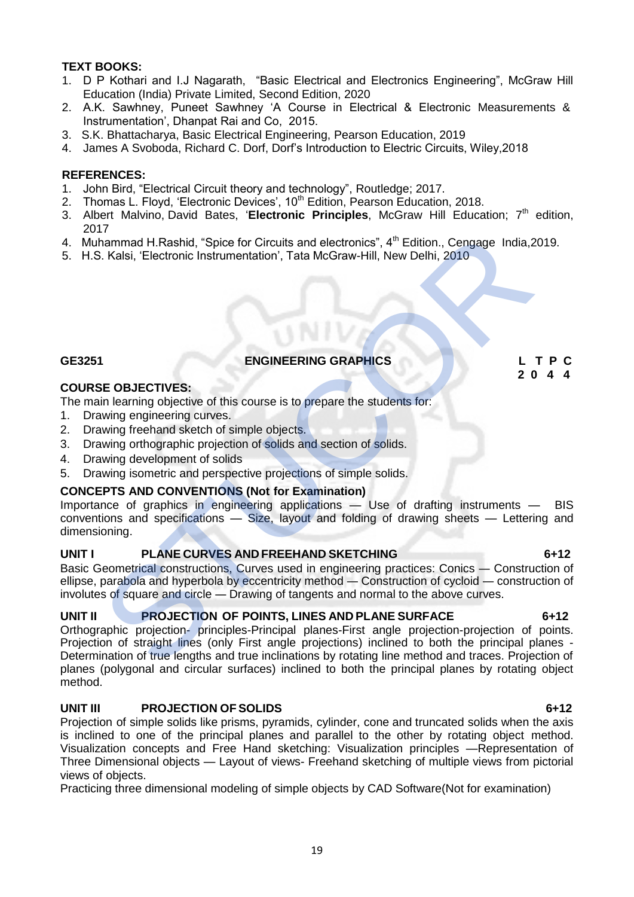**TEXT BOOKS:**

1. D P Kothari and I.J Nagarath, "Basic Electrical and Electronics Engineering", McGraw Hill Education (India) Private Limited, Second Edition, 2020
2. A.K. Sawhney, Puneet Sawhney 'A Course in Electrical & Electronic Measurements & Instrumentation', Dhanpat Rai and Co, 2015.
3. S.K. Bhattacharya, Basic Electrical Engineering, Pearson Education, 2019
4. James A Svoboda, Richard C. Dorf, Dorf's Introduction to Electric Circuits, Wiley,2018

**REFERENCES:**

1. John Bird, "Electrical Circuit theory and technology", Routledge; 2017.
2. Thomas L. Floyd, 'Electronic Devices', 10th Edition, Pearson Education, 2018.
3. Albert Malvino, David Bates, '**Electronic Principles**, McGraw Hill Education; 7th edition, 2017
4. Muhammad H.Rashid, "Spice for Circuits and electronics", 4th Edition., Cengage India,2019.
5. H.S. Kalsi, 'Electronic Instrumentation', Tata McGraw-Hill, New Delhi, 2010

| **GE3251** | **ENGINEERING GRAPHICS** | **L T P C** |
|---|---|---|
| | | **2 0 4 4** |

**COURSE OBJECTIVES:**

The main learning objective of this course is to prepare the students for:

1. Drawing engineering curves.
2. Drawing freehand sketch of simple objects.
3. Drawing orthographic projection of solids and section of solids.
4. Drawing development of solids
5. Drawing isometric and perspective projections of simple solids.

**CONCEPTS AND CONVENTIONS (Not for Examination)**

Importance of graphics in engineering applications — Use of drafting instruments — BIS conventions and specifications — Size, layout and folding of drawing sheets — Lettering and dimensioning.

**UNIT I PLANE CURVES AND FREEHAND SKETCHING 6+12**

Basic Geometrical constructions, Curves used in engineering practices: Conics — Construction of ellipse, parabola and hyperbola by eccentricity method — Construction of cycloid — construction of involutes of square and circle — Drawing of tangents and normal to the above curves.

**UNIT II PROJECTION OF POINTS, LINES AND PLANE SURFACE 6+12**

Orthographic projection- principles-Principal planes-First angle projection-projection of points. Projection of straight lines (only First angle projections) inclined to both the principal planes - Determination of true lengths and true inclinations by rotating line method and traces. Projection of planes (polygonal and circular surfaces) inclined to both the principal planes by rotating object method.

**UNIT III PROJECTION OF SOLIDS 6+12**

Projection of simple solids like prisms, pyramids, cylinder, cone and truncated solids when the axis is inclined to one of the principal planes and parallel to the other by rotating object method. Visualization concepts and Free Hand sketching: Visualization principles —Representation of Three Dimensional objects — Layout of views- Freehand sketching of multiple views from pictorial views of objects.

Practicing three dimensional modeling of simple objects by CAD Software(Not for examination)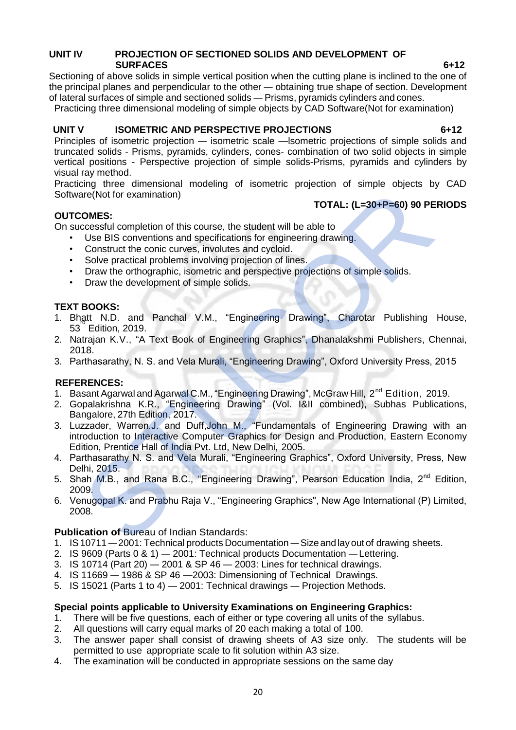**UNIT IV PROJECTION OF SECTIONED SOLIDS AND DEVELOPMENT OF SURFACES 6+12**

Sectioning of above solids in simple vertical position when the cutting plane is inclined to the one of the principal planes and perpendicular to the other — obtaining true shape of section. Development of lateral surfaces of simple and sectioned solids — Prisms, pyramids cylinders and cones.
Practicing three dimensional modeling of simple objects by CAD Software(Not for examination)

**UNIT V ISOMETRIC AND PERSPECTIVE PROJECTIONS 6+12**

Principles of isometric projection — isometric scale —Isometric projections of simple solids and truncated solids - Prisms, pyramids, cylinders, cones- combination of two solid objects in simple vertical positions - Perspective projection of simple solids-Prisms, pyramids and cylinders by visual ray method.
Practicing three dimensional modeling of isometric projection of simple objects by CAD Software(Not for examination)

**TOTAL: (L=30+P=60) 90 PERIODS**

**OUTCOMES:**

On successful completion of this course, the student will be able to

- Use BIS conventions and specifications for engineering drawing.
- Construct the conic curves, involutes and cycloid.
- Solve practical problems involving projection of lines.
- Draw the orthographic, isometric and perspective projections of simple solids.
- Draw the development of simple solids.

**TEXT BOOKS:**

1. Bhatt N.D. and Panchal V.M., “Engineering Drawing”, Charotar Publishing House, 53rd Edition, 2019.
2. Natrajan K.V., “A Text Book of Engineering Graphics”, Dhanalakshmi Publishers, Chennai, 2018.
3. Parthasarathy, N. S. and Vela Murali, “Engineering Drawing”, Oxford University Press, 2015

**REFERENCES:**

1. Basant Agarwal and Agarwal C.M., “Engineering Drawing”, McGraw Hill, 2nd Edition, 2019.
2. Gopalakrishna K.R., “Engineering Drawing” (Vol. I&II combined), Subhas Publications, Bangalore, 27th Edition, 2017.
3. Luzzader, Warren.J. and Duff,John M., “Fundamentals of Engineering Drawing with an introduction to Interactive Computer Graphics for Design and Production, Eastern Economy Edition, Prentice Hall of India Pvt. Ltd, New Delhi, 2005.
4. Parthasarathy N. S. and Vela Murali, “Engineering Graphics”, Oxford University, Press, New Delhi, 2015.
5. Shah M.B., and Rana B.C., “Engineering Drawing”, Pearson Education India, 2nd Edition, 2009.
6. Venugopal K. and Prabhu Raja V., “Engineering Graphics", New Age International (P) Limited, 2008.

**Publication of** Bureau of Indian Standards:

1. IS 10711 — 2001: Technical products Documentation — Size and lay out of drawing sheets.
2. IS 9609 (Parts 0 & 1) — 2001: Technical products Documentation — Lettering.
3. IS 10714 (Part 20) — 2001 & SP 46 — 2003: Lines for technical drawings.
4. IS 11669 — 1986 & SP 46 —2003: Dimensioning of Technical Drawings.
5. IS 15021 (Parts 1 to 4) — 2001: Technical drawings — Projection Methods.

**Special points applicable to University Examinations on Engineering Graphics:**

1. There will be five questions, each of either or type covering all units of the syllabus.
2. All questions will carry equal marks of 20 each making a total of 100.
3. The answer paper shall consist of drawing sheets of A3 size only. The students will be permitted to use appropriate scale to fit solution within A3 size.
4. The examination will be conducted in appropriate sessions on the same day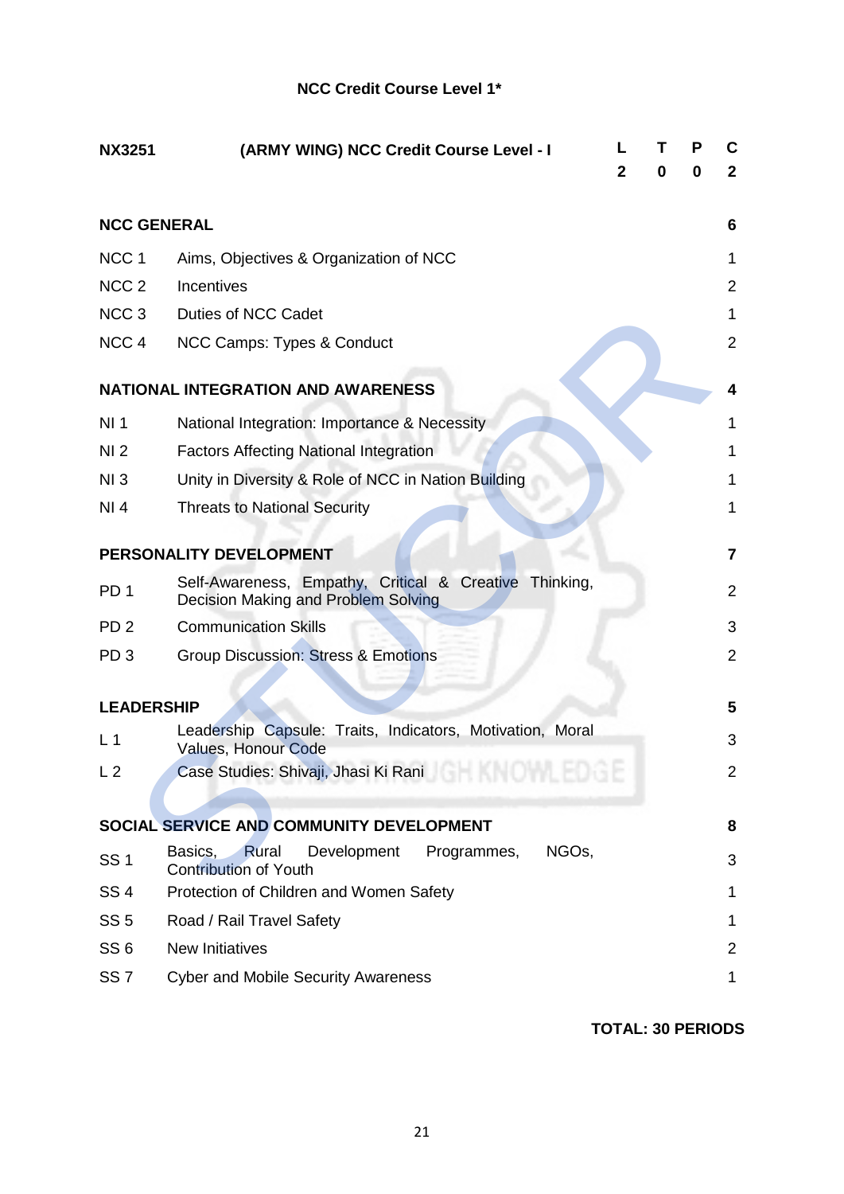## NCC Credit Course Level 1*

| NX3251 | (ARMY WING) NCC Credit Course Level - I | L | T | P | C |
|---|---|---|---|---|---|
| | | 2 | 0 | 0 | 2 |

| | | |
|---|---|---|
| **NCC GENERAL** | | **6** |
| NCC 1 | Aims, Objectives & Organization of NCC | 1 |
| NCC 2 | Incentives | 2 |
| NCC 3 | Duties of NCC Cadet | 1 |
| NCC 4 | NCC Camps: Types & Conduct | 2 |
| **NATIONAL INTEGRATION AND AWARENESS** | | **4** |
| NI 1 | National Integration: Importance & Necessity | 1 |
| NI 2 | Factors Affecting National Integration | 1 |
| NI 3 | Unity in Diversity & Role of NCC in Nation Building | 1 |
| NI 4 | Threats to National Security | 1 |
| **PERSONALITY DEVELOPMENT** | | **7** |
| PD 1 | Self-Awareness, Empathy, Critical & Creative Thinking, Decision Making and Problem Solving | 2 |
| PD 2 | Communication Skills | 3 |
| PD 3 | Group Discussion: Stress & Emotions | 2 |
| **LEADERSHIP** | | **5** |
| L 1 | Leadership Capsule: Traits, Indicators, Motivation, Moral Values, Honour Code | 3 |
| L 2 | Case Studies: Shivaji, Jhasi Ki Rani | 2 |
| **SOCIAL SERVICE AND COMMUNITY DEVELOPMENT** | | **8** |
| SS 1 | Basics, Rural Development Programmes, NGOs, Contribution of Youth | 3 |
| SS 4 | Protection of Children and Women Safety | 1 |
| SS 5 | Road / Rail Travel Safety | 1 |
| SS 6 | New Initiatives | 2 |
| SS 7 | Cyber and Mobile Security Awareness | 1 |

**TOTAL: 30 PERIODS**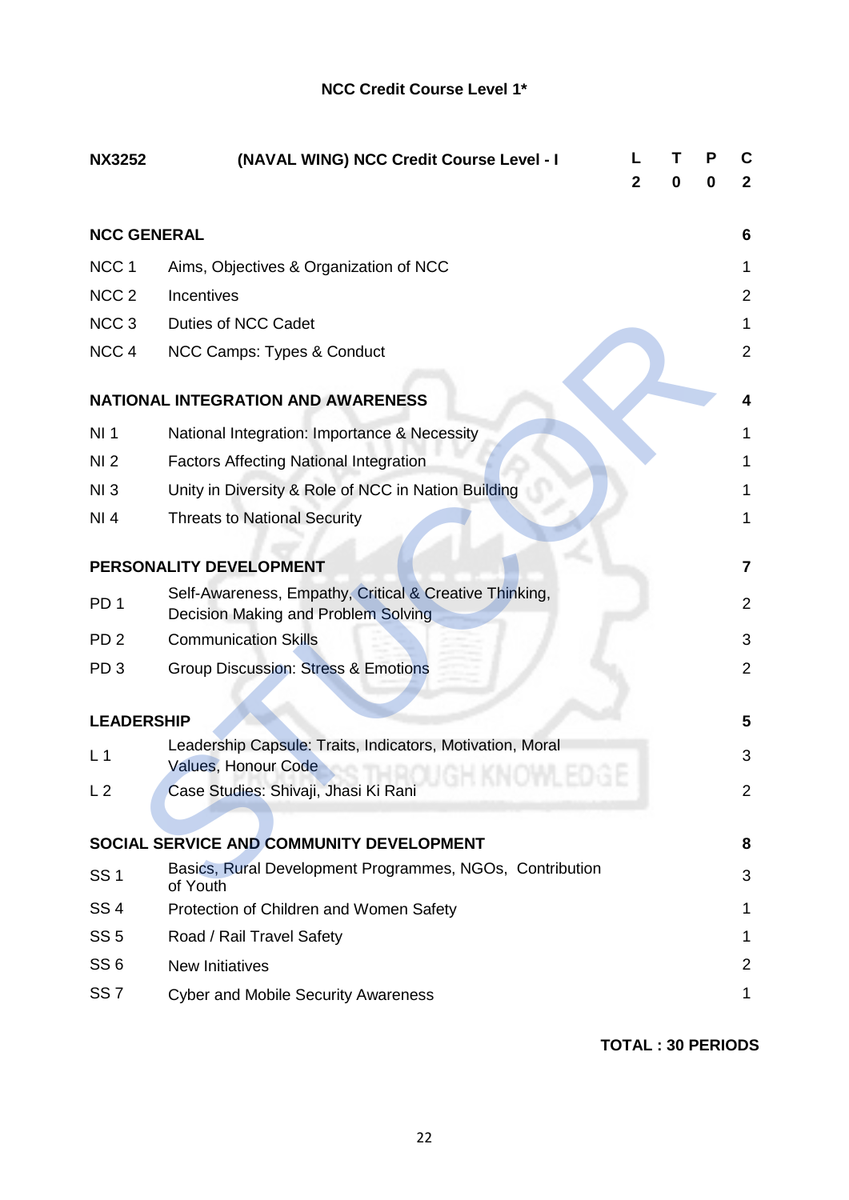## NCC Credit Course Level 1*

| NX3252 | (NAVAL WING) NCC Credit Course Level - I | L | T | P | C |
|---|---|---|---|---|---|
| | | 2 | 0 | 0 | 2 |

| | | |
|---|---|---|
| **NCC GENERAL** | | **6** |
| NCC 1 | Aims, Objectives & Organization of NCC | 1 |
| NCC 2 | Incentives | 2 |
| NCC 3 | Duties of NCC Cadet | 1 |
| NCC 4 | NCC Camps: Types & Conduct | 2 |
| **NATIONAL INTEGRATION AND AWARENESS** | | **4** |
| NI 1 | National Integration: Importance & Necessity | 1 |
| NI 2 | Factors Affecting National Integration | 1 |
| NI 3 | Unity in Diversity & Role of NCC in Nation Building | 1 |
| NI 4 | Threats to National Security | 1 |
| **PERSONALITY DEVELOPMENT** | | **7** |
| PD 1 | Self-Awareness, Empathy, Critical & Creative Thinking, Decision Making and Problem Solving | 2 |
| PD 2 | Communication Skills | 3 |
| PD 3 | Group Discussion: Stress & Emotions | 2 |
| **LEADERSHIP** | | **5** |
| L 1 | Leadership Capsule: Traits, Indicators, Motivation, Moral Values, Honour Code | 3 |
| L 2 | Case Studies: Shivaji, Jhasi Ki Rani | 2 |
| **SOCIAL SERVICE AND COMMUNITY DEVELOPMENT** | | **8** |
| SS 1 | Basics, Rural Development Programmes, NGOs, Contribution of Youth | 3 |
| SS 4 | Protection of Children and Women Safety | 1 |
| SS 5 | Road / Rail Travel Safety | 1 |
| SS 6 | New Initiatives | 2 |
| SS 7 | Cyber and Mobile Security Awareness | 1 |

**TOTAL : 30 PERIODS**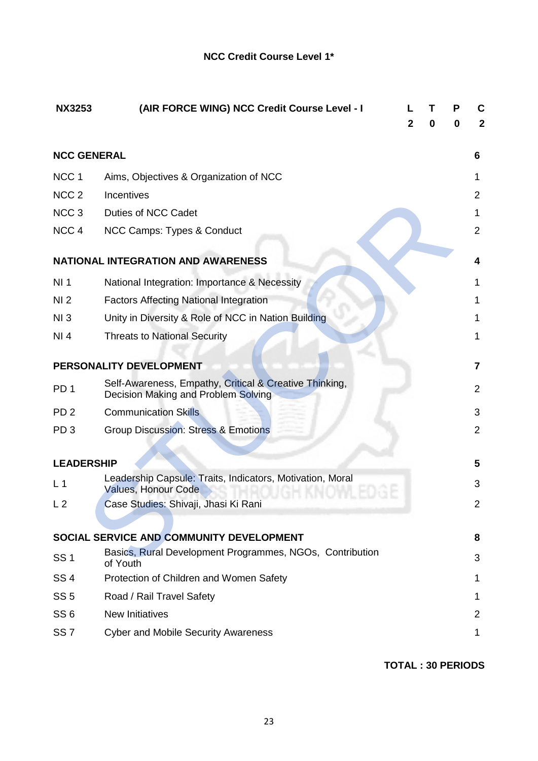## NCC Credit Course Level 1*

| NX3253 | (AIR FORCE WING) NCC Credit Course Level - I | L | T | P | C |
|---|---|---|---|---|---|
| | | 2 | 0 | 0 | 2 |

| | | |
|---|---|---|
| **NCC GENERAL** | | **6** |
| NCC 1 | Aims, Objectives & Organization of NCC | 1 |
| NCC 2 | Incentives | 2 |
| NCC 3 | Duties of NCC Cadet | 1 |
| NCC 4 | NCC Camps: Types & Conduct | 2 |
| **NATIONAL INTEGRATION AND AWARENESS** | | **4** |
| NI 1 | National Integration: Importance & Necessity | 1 |
| NI 2 | Factors Affecting National Integration | 1 |
| NI 3 | Unity in Diversity & Role of NCC in Nation Building | 1 |
| NI 4 | Threats to National Security | 1 |
| **PERSONALITY DEVELOPMENT** | | **7** |
| PD 1 | Self-Awareness, Empathy, Critical & Creative Thinking, Decision Making and Problem Solving | 2 |
| PD 2 | Communication Skills | 3 |
| PD 3 | Group Discussion: Stress & Emotions | 2 |
| **LEADERSHIP** | | **5** |
| L 1 | Leadership Capsule: Traits, Indicators, Motivation, Moral Values, Honour Code | 3 |
| L 2 | Case Studies: Shivaji, Jhasi Ki Rani | 2 |
| **SOCIAL SERVICE AND COMMUNITY DEVELOPMENT** | | **8** |
| SS 1 | Basics, Rural Development Programmes, NGOs, Contribution of Youth | 3 |
| SS 4 | Protection of Children and Women Safety | 1 |
| SS 5 | Road / Rail Travel Safety | 1 |
| SS 6 | New Initiatives | 2 |
| SS 7 | Cyber and Mobile Security Awareness | 1 |

**TOTAL : 30 PERIODS**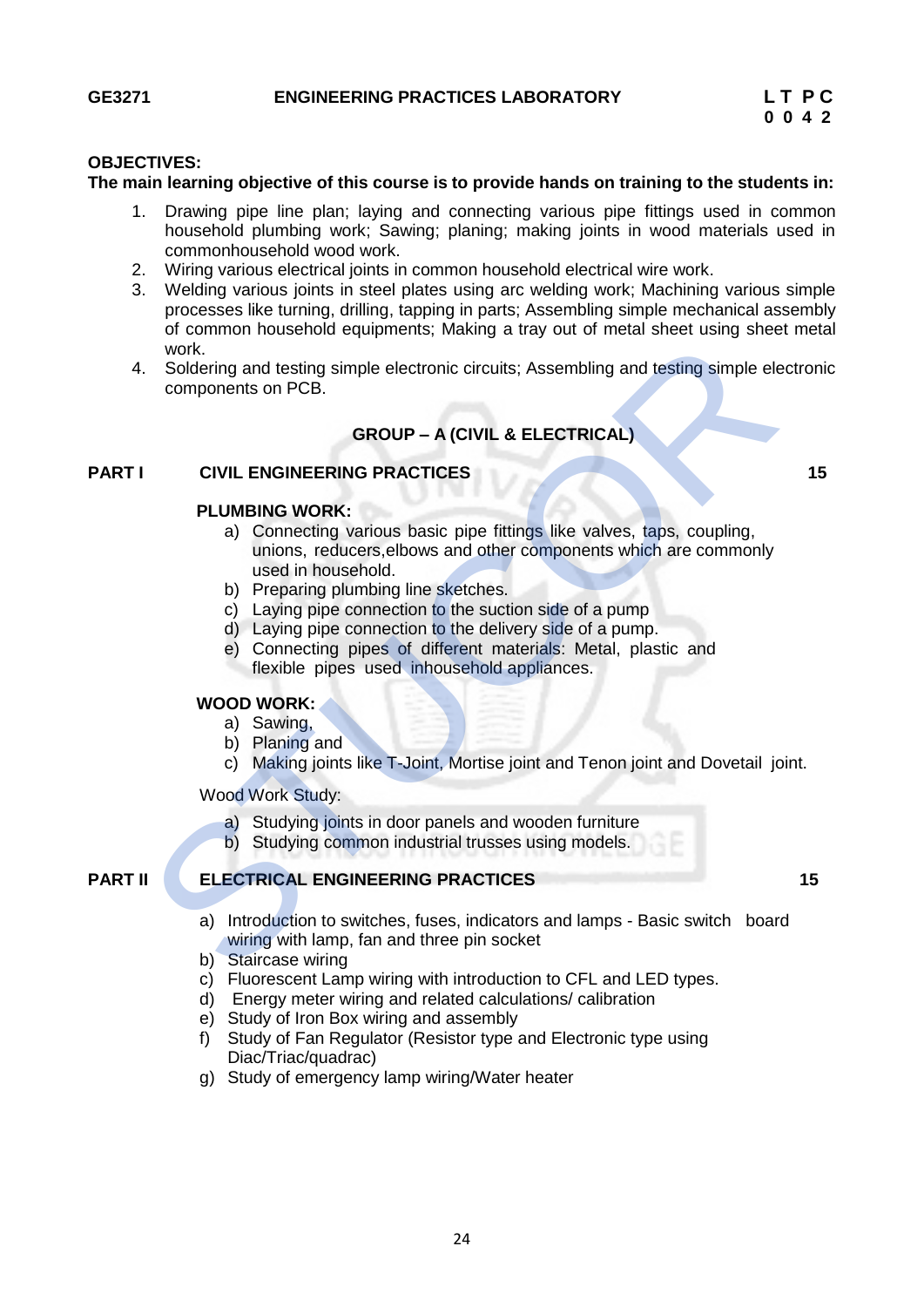**GE3271 ENGINEERING PRACTICES LABORATORY**

**L T P C**
**0 0 4 2**

**OBJECTIVES:**

**The main learning objective of this course is to provide hands on training to the students in:**

1. Drawing pipe line plan; laying and connecting various pipe fittings used in common household plumbing work; Sawing; planing; making joints in wood materials used in commonhousehold wood work.
2. Wiring various electrical joints in common household electrical wire work.
3. Welding various joints in steel plates using arc welding work; Machining various simple processes like turning, drilling, tapping in parts; Assembling simple mechanical assembly of common household equipments; Making a tray out of metal sheet using sheet metal work.
4. Soldering and testing simple electronic circuits; Assembling and testing simple electronic components on PCB.

## GROUP – A (CIVIL & ELECTRICAL)

## PART I CIVIL ENGINEERING PRACTICES 15

**PLUMBING WORK:**

a) Connecting various basic pipe fittings like valves, taps, coupling, unions, reducers,elbows and other components which are commonly used in household.
b) Preparing plumbing line sketches.
c) Laying pipe connection to the suction side of a pump
d) Laying pipe connection to the delivery side of a pump.
e) Connecting pipes of different materials: Metal, plastic and flexible pipes used inhousehold appliances.

**WOOD WORK:**

a) Sawing,
b) Planing and
c) Making joints like T-Joint, Mortise joint and Tenon joint and Dovetail joint.

Wood Work Study:

a) Studying joints in door panels and wooden furniture
b) Studying common industrial trusses using models.

## PART II ELECTRICAL ENGINEERING PRACTICES 15

a) Introduction to switches, fuses, indicators and lamps - Basic switch board wiring with lamp, fan and three pin socket
b) Staircase wiring
c) Fluorescent Lamp wiring with introduction to CFL and LED types.
d) Energy meter wiring and related calculations/ calibration
e) Study of Iron Box wiring and assembly
f) Study of Fan Regulator (Resistor type and Electronic type using Diac/Triac/quadrac)
g) Study of emergency lamp wiring/Water heater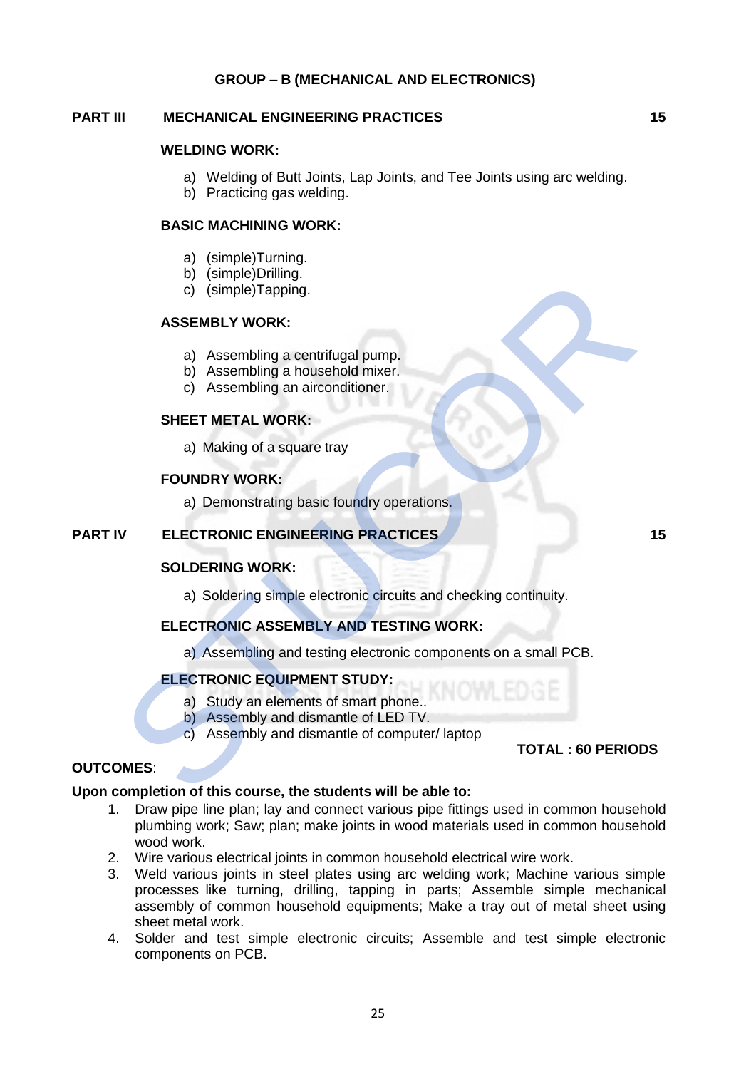## GROUP – B (MECHANICAL AND ELECTRONICS)

### PART III MECHANICAL ENGINEERING PRACTICES 15

**WELDING WORK:**

a) Welding of Butt Joints, Lap Joints, and Tee Joints using arc welding.
b) Practicing gas welding.

**BASIC MACHINING WORK:**

a) (simple)Turning.
b) (simple)Drilling.
c) (simple)Tapping.

**ASSEMBLY WORK:**

a) Assembling a centrifugal pump.
b) Assembling a household mixer.
c) Assembling an airconditioner.

**SHEET METAL WORK:**

a) Making of a square tray

**FOUNDRY WORK:**

a) Demonstrating basic foundry operations.

### PART IV ELECTRONIC ENGINEERING PRACTICES 15

**SOLDERING WORK:**

a) Soldering simple electronic circuits and checking continuity.

**ELECTRONIC ASSEMBLY AND TESTING WORK:**

a) Assembling and testing electronic components on a small PCB.

**ELECTRONIC EQUIPMENT STUDY:**

a) Study an elements of smart phone..
b) Assembly and dismantle of LED TV.
c) Assembly and dismantle of computer/ laptop

**TOTAL : 60 PERIODS**

**OUTCOMES**:

**Upon completion of this course, the students will be able to:**

1. Draw pipe line plan; lay and connect various pipe fittings used in common household plumbing work; Saw; plan; make joints in wood materials used in common household wood work.
2. Wire various electrical joints in common household electrical wire work.
3. Weld various joints in steel plates using arc welding work; Machine various simple processes like turning, drilling, tapping in parts; Assemble simple mechanical assembly of common household equipments; Make a tray out of metal sheet using sheet metal work.
4. Solder and test simple electronic circuits; Assemble and test simple electronic components on PCB.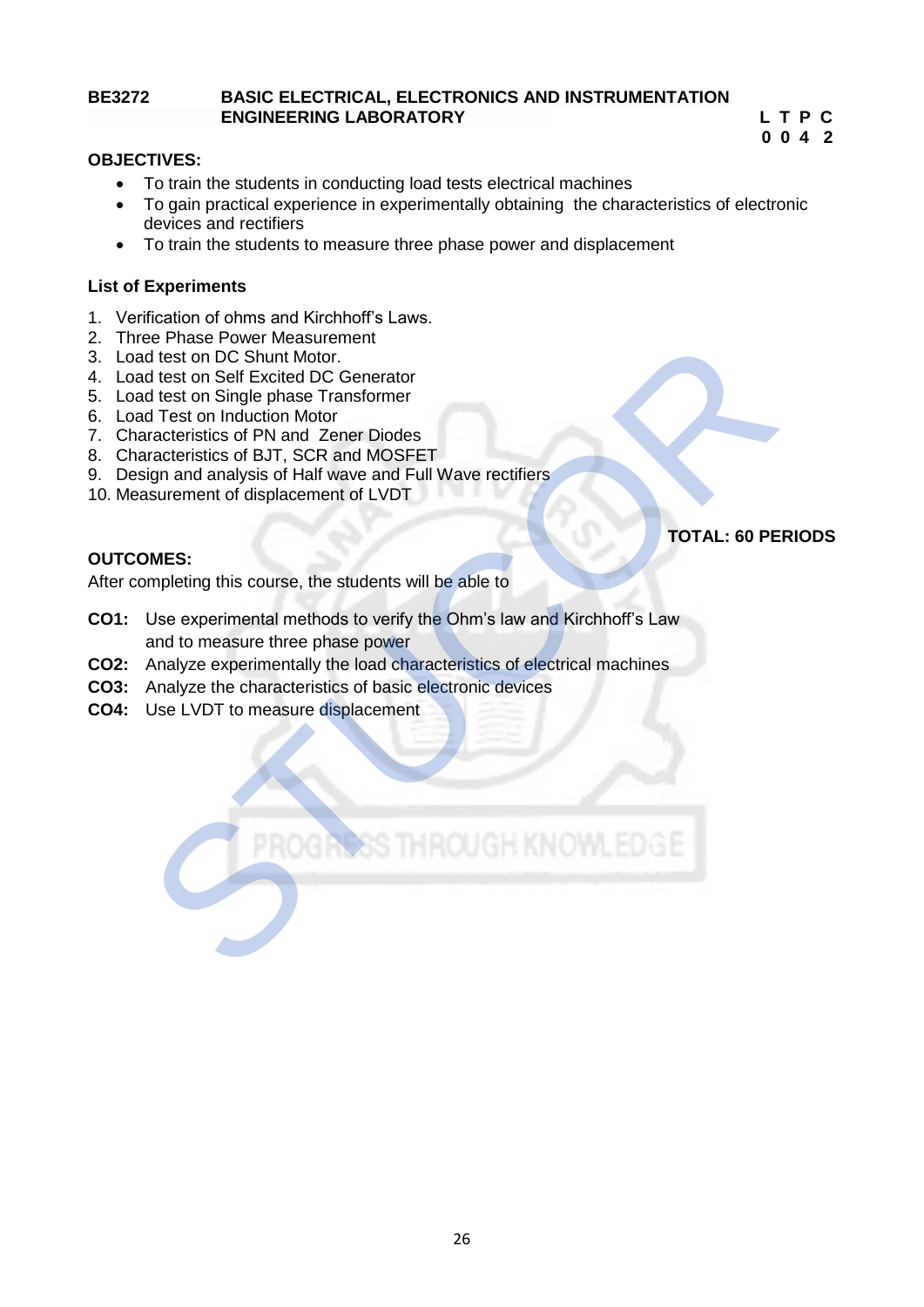**BE3272 BASIC ELECTRICAL, ELECTRONICS AND INSTRUMENTATION ENGINEERING LABORATORY**

**L T P C**
**0 0 4 2**

## OBJECTIVES:

- To train the students in conducting load tests electrical machines
- To gain practical experience in experimentally obtaining the characteristics of electronic devices and rectifiers
- To train the students to measure three phase power and displacement

## List of Experiments

1. Verification of ohms and Kirchhoff's Laws.
2. Three Phase Power Measurement
3. Load test on DC Shunt Motor.
4. Load test on Self Excited DC Generator
5. Load test on Single phase Transformer
6. Load Test on Induction Motor
7. Characteristics of PN and Zener Diodes
8. Characteristics of BJT, SCR and MOSFET
9. Design and analysis of Half wave and Full Wave rectifiers
10. Measurement of displacement of LVDT

**TOTAL: 60 PERIODS**

## OUTCOMES:

After completing this course, the students will be able to

**CO1:** Use experimental methods to verify the Ohm's law and Kirchhoff's Law and to measure three phase power

**CO2:** Analyze experimentally the load characteristics of electrical machines

**CO3:** Analyze the characteristics of basic electronic devices

**CO4:** Use LVDT to measure displacement